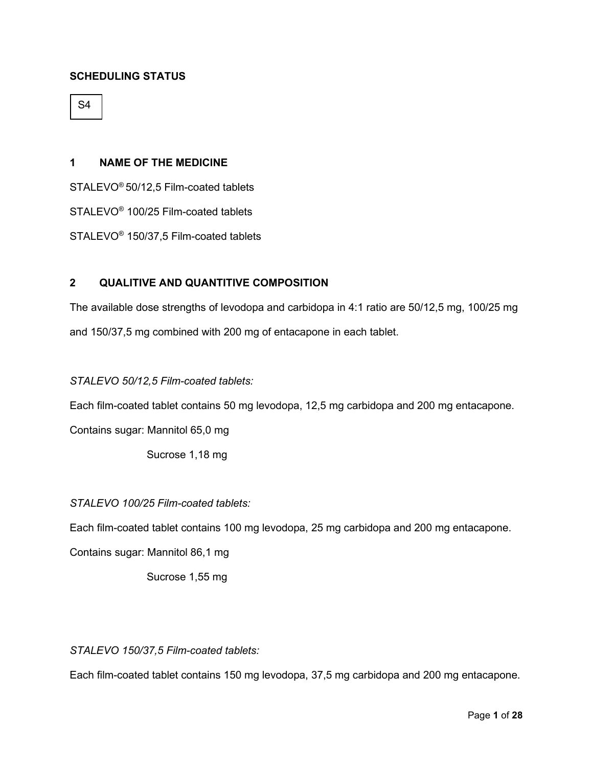**SCHEDULING STATUS**

S4

## 1 NAME OF THE MEDICINE

STALEVO® 50/12,5 Film-coated tablets

STALEVO® 100/25 Film-coated tablets

STALEVO® 150/37,5 Film-coated tablets

## 2 QUALITIVE AND QUANTITIVE COMPOSITION

The available dose strengths of levodopa and carbidopa in 4:1 ratio are 50/12,5 mg, 100/25 mg and 150/37,5 mg combined with 200 mg of entacapone in each tablet.

*STALEVO 50/12,5 Film-coated tablets:*

Each film-coated tablet contains 50 mg levodopa, 12,5 mg carbidopa and 200 mg entacapone.

Contains sugar: Mannitol 65,0 mg

Sucrose 1,18 mg

*STALEVO 100/25 Film-coated tablets:*

Each film-coated tablet contains 100 mg levodopa, 25 mg carbidopa and 200 mg entacapone.

Contains sugar: Mannitol 86,1 mg

Sucrose 1,55 mg

*STALEVO 150/37,5 Film-coated tablets:*

Each film-coated tablet contains 150 mg levodopa, 37,5 mg carbidopa and 200 mg entacapone.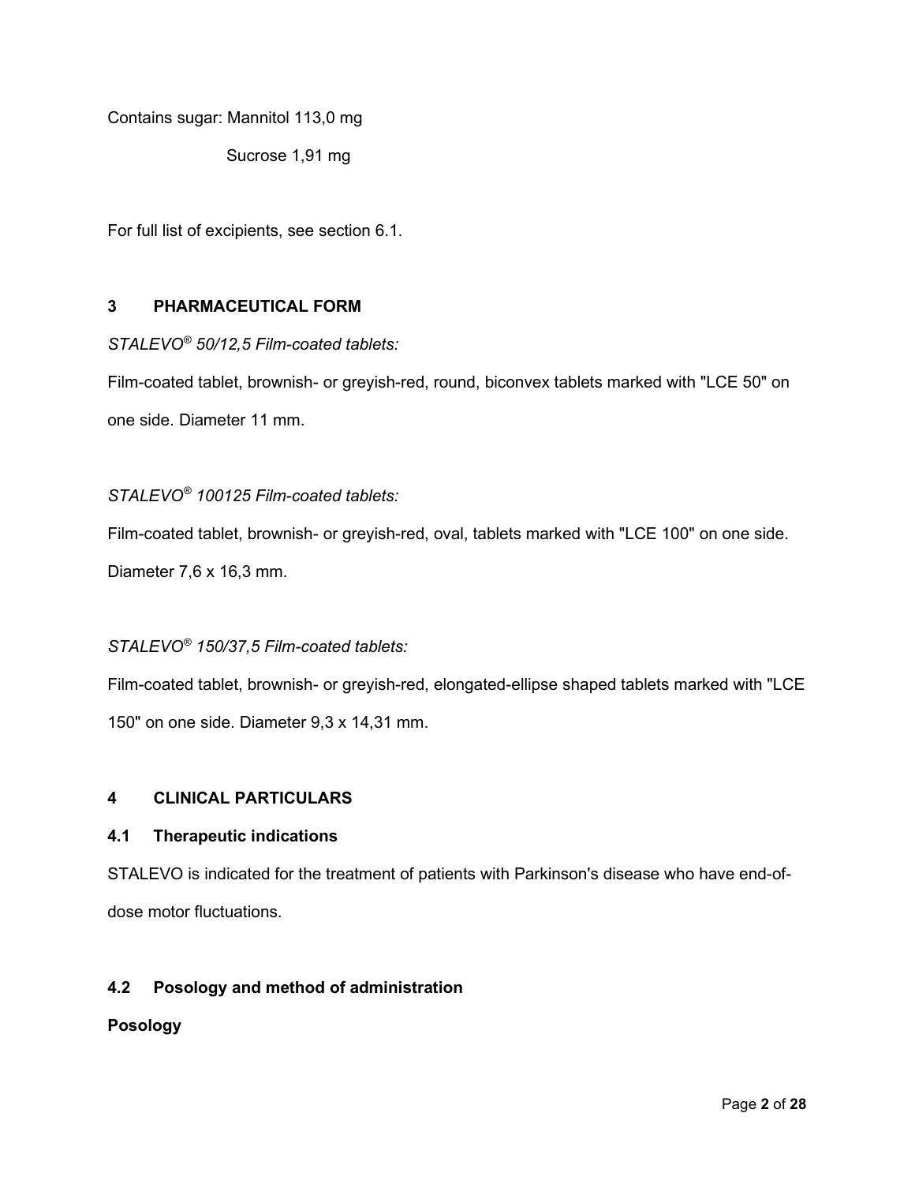Contains sugar: Mannitol 113,0 mg

Sucrose 1,91 mg

For full list of excipients, see section 6.1.

## 3 PHARMACEUTICAL FORM

*STALEVO® 50/12,5 Film-coated tablets:*

Film-coated tablet, brownish- or greyish-red, round, biconvex tablets marked with "LCE 50" on one side. Diameter 11 mm.

*STALEVO® 100125 Film-coated tablets:*

Film-coated tablet, brownish- or greyish-red, oval, tablets marked with "LCE 100" on one side. Diameter 7,6 x 16,3 mm.

*STALEVO® 150/37,5 Film-coated tablets:*

Film-coated tablet, brownish- or greyish-red, elongated-ellipse shaped tablets marked with "LCE 150" on one side. Diameter 9,3 x 14,31 mm.

## 4 CLINICAL PARTICULARS

### 4.1 Therapeutic indications

STALEVO is indicated for the treatment of patients with Parkinson's disease who have end-of-dose motor fluctuations.

### 4.2 Posology and method of administration

**Posology**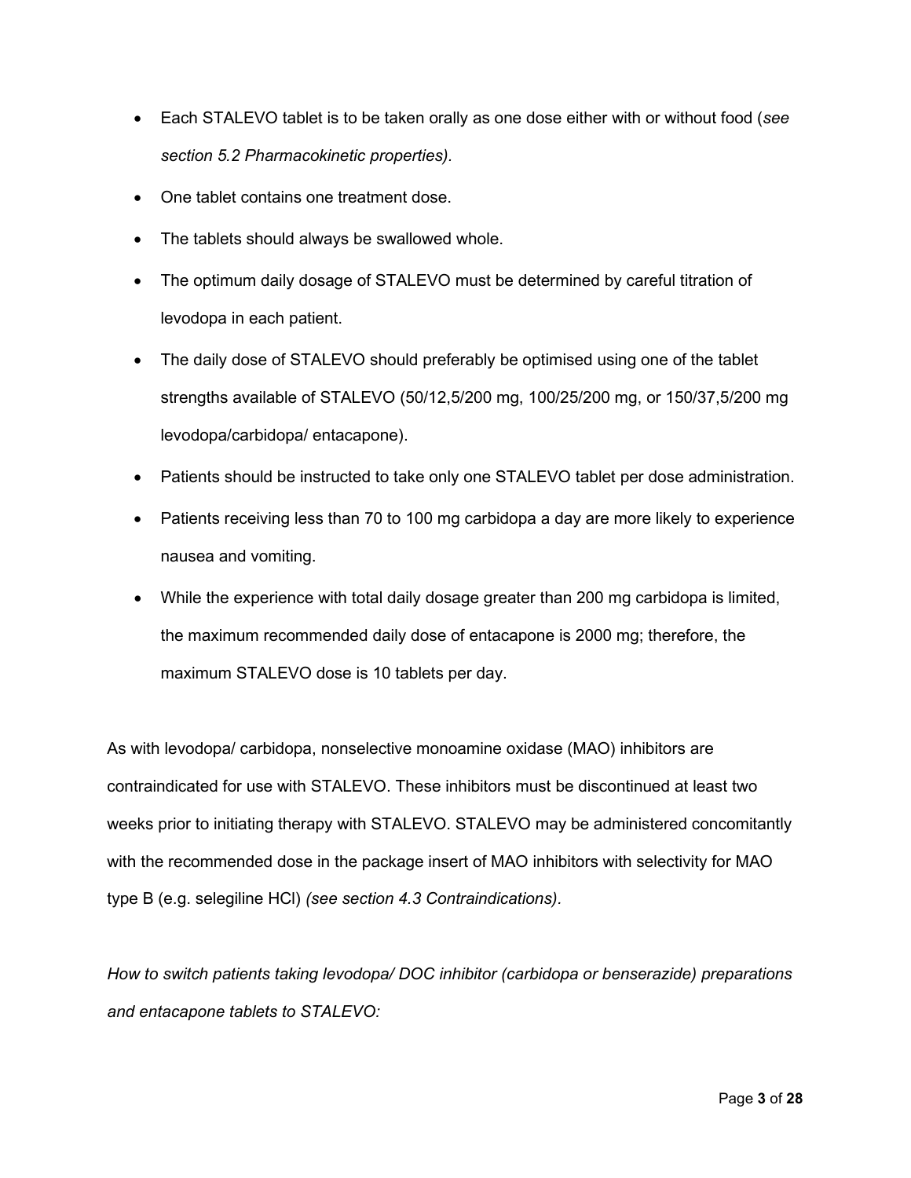- Each STALEVO tablet is to be taken orally as one dose either with or without food (*see section 5.2 Pharmacokinetic properties).*
- One tablet contains one treatment dose.
- The tablets should always be swallowed whole.
- The optimum daily dosage of STALEVO must be determined by careful titration of levodopa in each patient.
- The daily dose of STALEVO should preferably be optimised using one of the tablet strengths available of STALEVO (50/12,5/200 mg, 100/25/200 mg, or 150/37,5/200 mg levodopa/carbidopa/ entacapone).
- Patients should be instructed to take only one STALEVO tablet per dose administration.
- Patients receiving less than 70 to 100 mg carbidopa a day are more likely to experience nausea and vomiting.
- While the experience with total daily dosage greater than 200 mg carbidopa is limited, the maximum recommended daily dose of entacapone is 2000 mg; therefore, the maximum STALEVO dose is 10 tablets per day.

As with levodopa/ carbidopa, nonselective monoamine oxidase (MAO) inhibitors are contraindicated for use with STALEVO. These inhibitors must be discontinued at least two weeks prior to initiating therapy with STALEVO. STALEVO may be administered concomitantly with the recommended dose in the package insert of MAO inhibitors with selectivity for MAO type B (e.g. selegiline HCl) *(see section 4.3 Contraindications).*

*How to switch patients taking levodopa/ DOC inhibitor (carbidopa or benserazide) preparations and entacapone tablets to STALEVO:*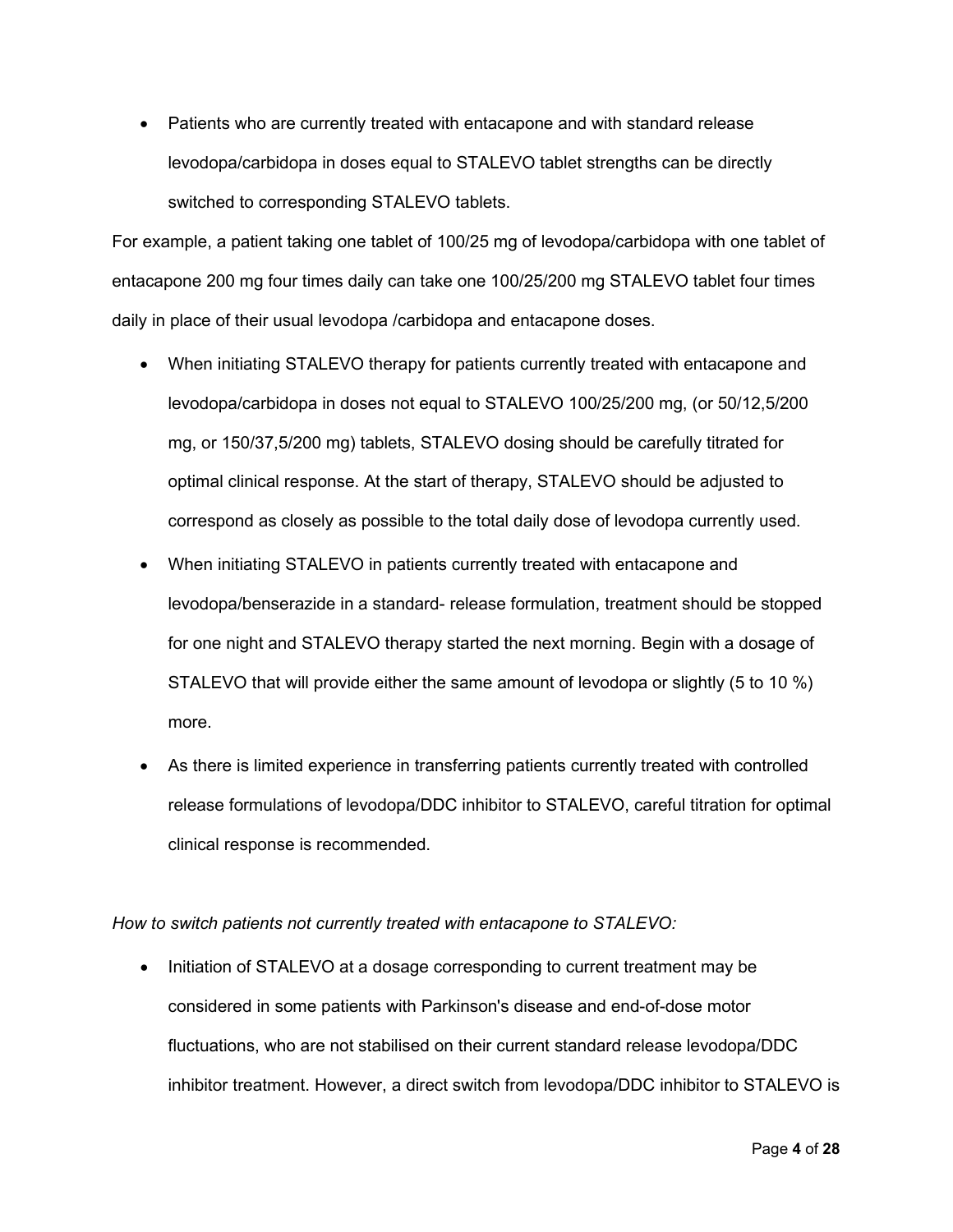- Patients who are currently treated with entacapone and with standard release levodopa/carbidopa in doses equal to STALEVO tablet strengths can be directly switched to corresponding STALEVO tablets.

For example, a patient taking one tablet of 100/25 mg of levodopa/carbidopa with one tablet of entacapone 200 mg four times daily can take one 100/25/200 mg STALEVO tablet four times daily in place of their usual levodopa /carbidopa and entacapone doses.

- When initiating STALEVO therapy for patients currently treated with entacapone and levodopa/carbidopa in doses not equal to STALEVO 100/25/200 mg, (or 50/12,5/200 mg, or 150/37,5/200 mg) tablets, STALEVO dosing should be carefully titrated for optimal clinical response. At the start of therapy, STALEVO should be adjusted to correspond as closely as possible to the total daily dose of levodopa currently used.
- When initiating STALEVO in patients currently treated with entacapone and levodopa/benserazide in a standard- release formulation, treatment should be stopped for one night and STALEVO therapy started the next morning. Begin with a dosage of STALEVO that will provide either the same amount of levodopa or slightly (5 to 10 %) more.
- As there is limited experience in transferring patients currently treated with controlled release formulations of levodopa/DDC inhibitor to STALEVO, careful titration for optimal clinical response is recommended.

*How to switch patients not currently treated with entacapone to STALEVO:*

- Initiation of STALEVO at a dosage corresponding to current treatment may be considered in some patients with Parkinson's disease and end-of-dose motor fluctuations, who are not stabilised on their current standard release levodopa/DDC inhibitor treatment. However, a direct switch from levodopa/DDC inhibitor to STALEVO is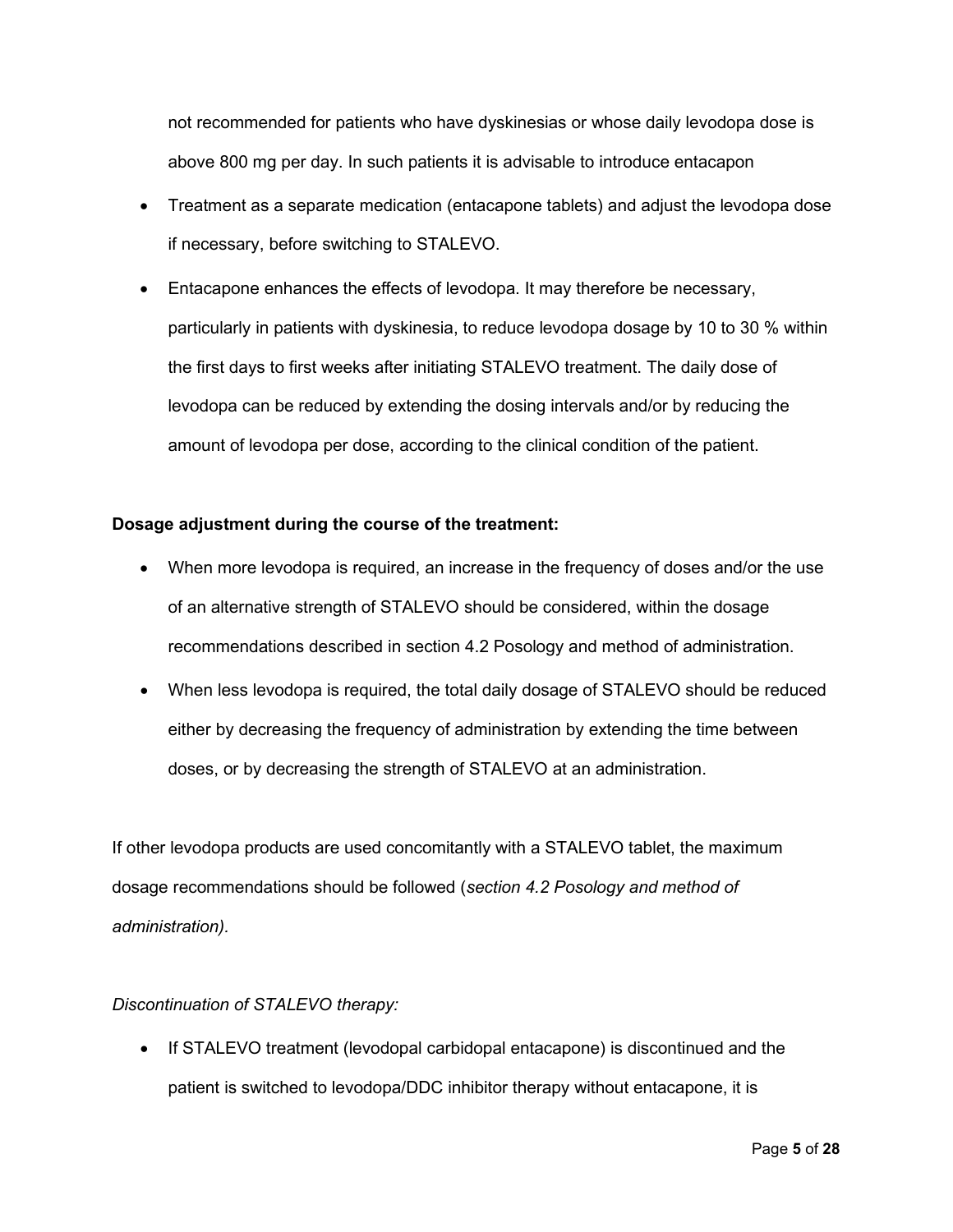not recommended for patients who have dyskinesias or whose daily levodopa dose is above 800 mg per day. In such patients it is advisable to introduce entacapon

- Treatment as a separate medication (entacapone tablets) and adjust the levodopa dose if necessary, before switching to STALEVO.
- Entacapone enhances the effects of levodopa. It may therefore be necessary, particularly in patients with dyskinesia, to reduce levodopa dosage by 10 to 30 % within the first days to first weeks after initiating STALEVO treatment. The daily dose of levodopa can be reduced by extending the dosing intervals and/or by reducing the amount of levodopa per dose, according to the clinical condition of the patient.

**Dosage adjustment during the course of the treatment:**

- When more levodopa is required, an increase in the frequency of doses and/or the use of an alternative strength of STALEVO should be considered, within the dosage recommendations described in section 4.2 Posology and method of administration.
- When less levodopa is required, the total daily dosage of STALEVO should be reduced either by decreasing the frequency of administration by extending the time between doses, or by decreasing the strength of STALEVO at an administration.

If other levodopa products are used concomitantly with a STALEVO tablet, the maximum dosage recommendations should be followed (*section 4.2 Posology and method of administration).*

*Discontinuation of STALEVO therapy:*

- If STALEVO treatment (levodopal carbidopal entacapone) is discontinued and the patient is switched to levodopa/DDC inhibitor therapy without entacapone, it is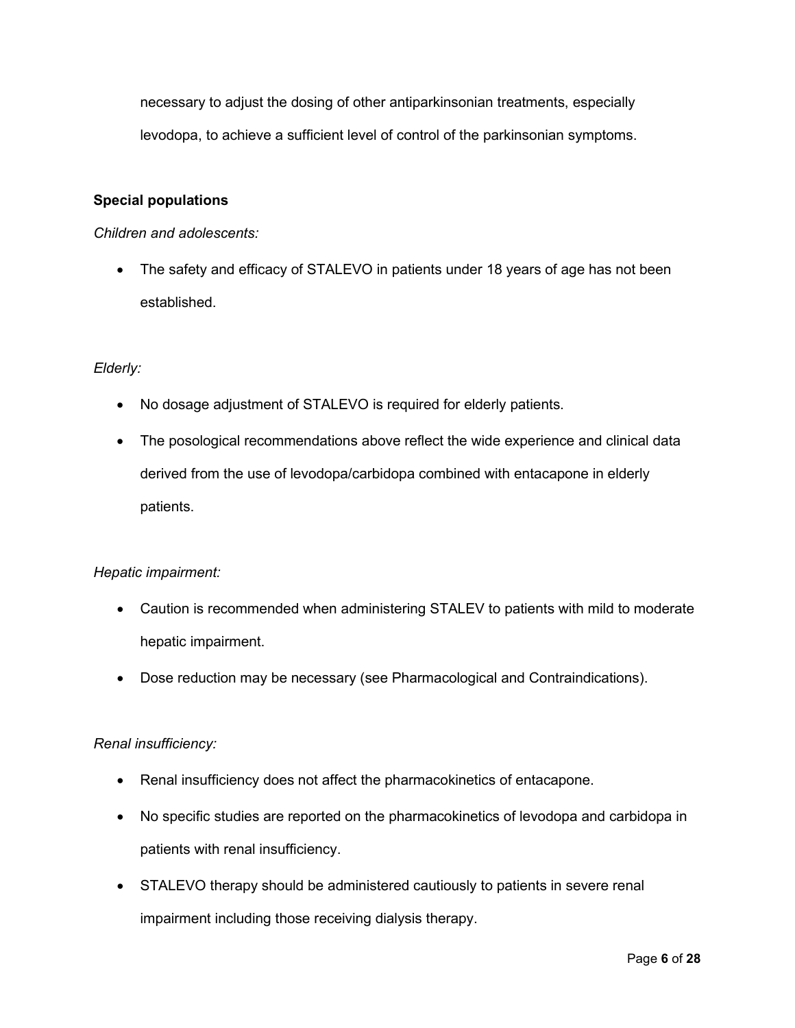necessary to adjust the dosing of other antiparkinsonian treatments, especially levodopa, to achieve a sufficient level of control of the parkinsonian symptoms.

**Special populations**

*Children and adolescents:*

- The safety and efficacy of STALEVO in patients under 18 years of age has not been established.

*Elderly:*

- No dosage adjustment of STALEVO is required for elderly patients.
- The posological recommendations above reflect the wide experience and clinical data derived from the use of levodopa/carbidopa combined with entacapone in elderly patients.

*Hepatic impairment:*

- Caution is recommended when administering STALEV to patients with mild to moderate hepatic impairment.
- Dose reduction may be necessary (see Pharmacological and Contraindications).

*Renal insufficiency:*

- Renal insufficiency does not affect the pharmacokinetics of entacapone.
- No specific studies are reported on the pharmacokinetics of levodopa and carbidopa in patients with renal insufficiency.
- STALEVO therapy should be administered cautiously to patients in severe renal impairment including those receiving dialysis therapy.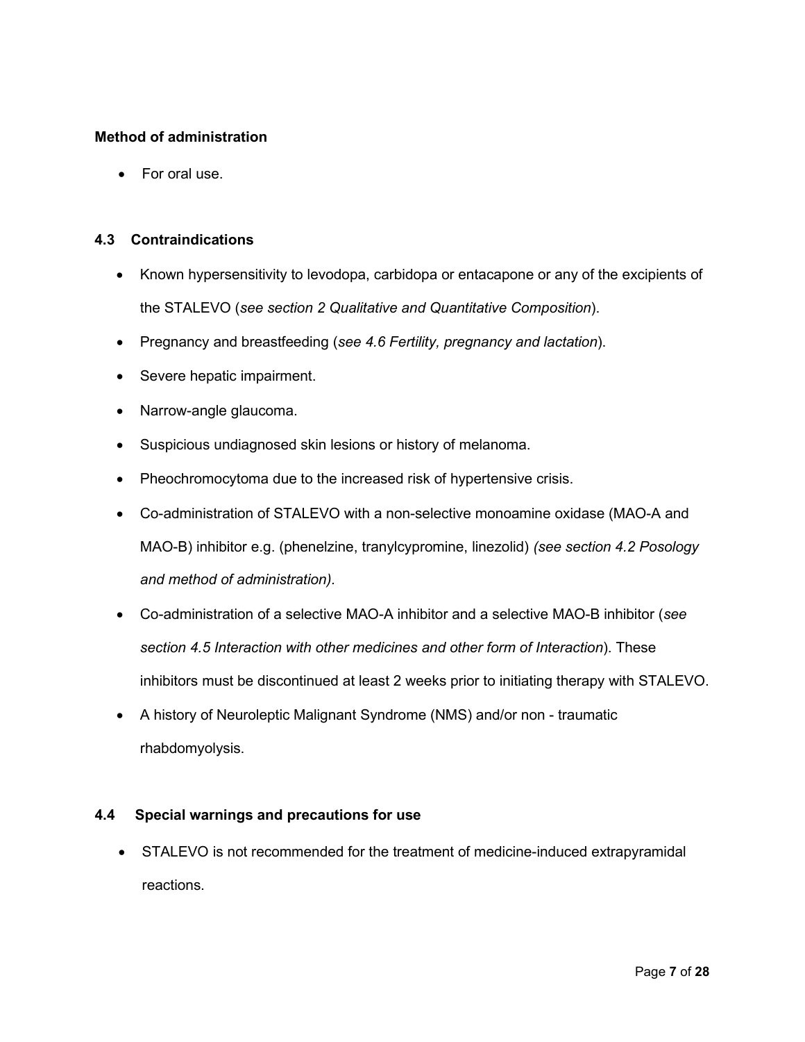**Method of administration**

- For oral use.

### 4.3 Contraindications

- Known hypersensitivity to levodopa, carbidopa or entacapone or any of the excipients of the STALEVO (*see section 2 Qualitative and Quantitative Composition*).
- Pregnancy and breastfeeding (*see 4.6 Fertility, pregnancy and lactation*).
- Severe hepatic impairment.
- Narrow-angle glaucoma.
- Suspicious undiagnosed skin lesions or history of melanoma.
- Pheochromocytoma due to the increased risk of hypertensive crisis.
- Co-administration of STALEVO with a non-selective monoamine oxidase (MAO-A and MAO-B) inhibitor e.g. (phenelzine, tranylcypromine, linezolid) *(see section 4.2 Posology and method of administration).*
- Co-administration of a selective MAO-A inhibitor and a selective MAO-B inhibitor (*see section 4.5 Interaction with other medicines and other form of Interaction*). These inhibitors must be discontinued at least 2 weeks prior to initiating therapy with STALEVO.
- A history of Neuroleptic Malignant Syndrome (NMS) and/or non - traumatic rhabdomyolysis.

### 4.4 Special warnings and precautions for use

- STALEVO is not recommended for the treatment of medicine-induced extrapyramidal reactions.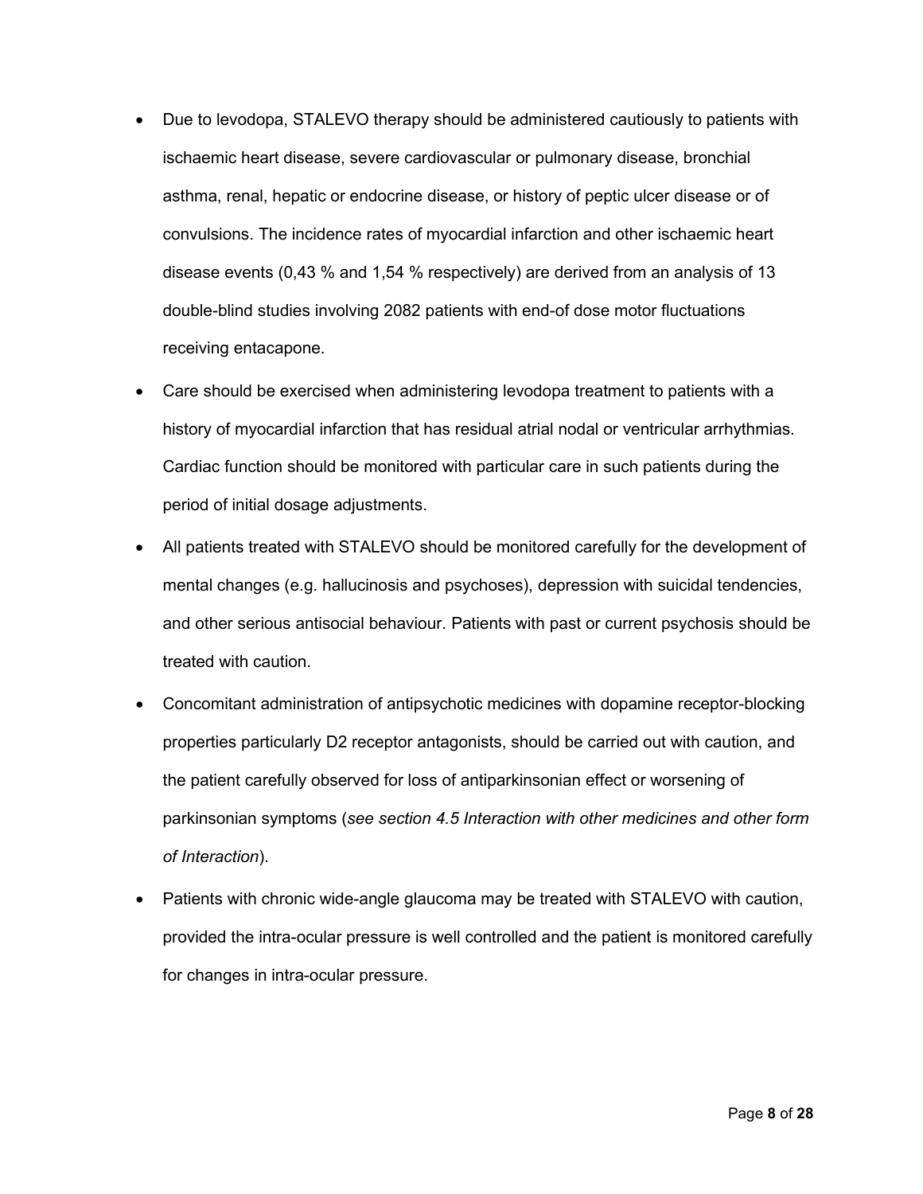- Due to levodopa, STALEVO therapy should be administered cautiously to patients with ischaemic heart disease, severe cardiovascular or pulmonary disease, bronchial asthma, renal, hepatic or endocrine disease, or history of peptic ulcer disease or of convulsions. The incidence rates of myocardial infarction and other ischaemic heart disease events (0,43 % and 1,54 % respectively) are derived from an analysis of 13 double-blind studies involving 2082 patients with end-of dose motor fluctuations receiving entacapone.
- Care should be exercised when administering levodopa treatment to patients with a history of myocardial infarction that has residual atrial nodal or ventricular arrhythmias. Cardiac function should be monitored with particular care in such patients during the period of initial dosage adjustments.
- All patients treated with STALEVO should be monitored carefully for the development of mental changes (e.g. hallucinosis and psychoses), depression with suicidal tendencies, and other serious antisocial behaviour. Patients with past or current psychosis should be treated with caution.
- Concomitant administration of antipsychotic medicines with dopamine receptor-blocking properties particularly D2 receptor antagonists, should be carried out with caution, and the patient carefully observed for loss of antiparkinsonian effect or worsening of parkinsonian symptoms (*see section 4.5 Interaction with other medicines and other form of Interaction*).
- Patients with chronic wide-angle glaucoma may be treated with STALEVO with caution, provided the intra-ocular pressure is well controlled and the patient is monitored carefully for changes in intra-ocular pressure.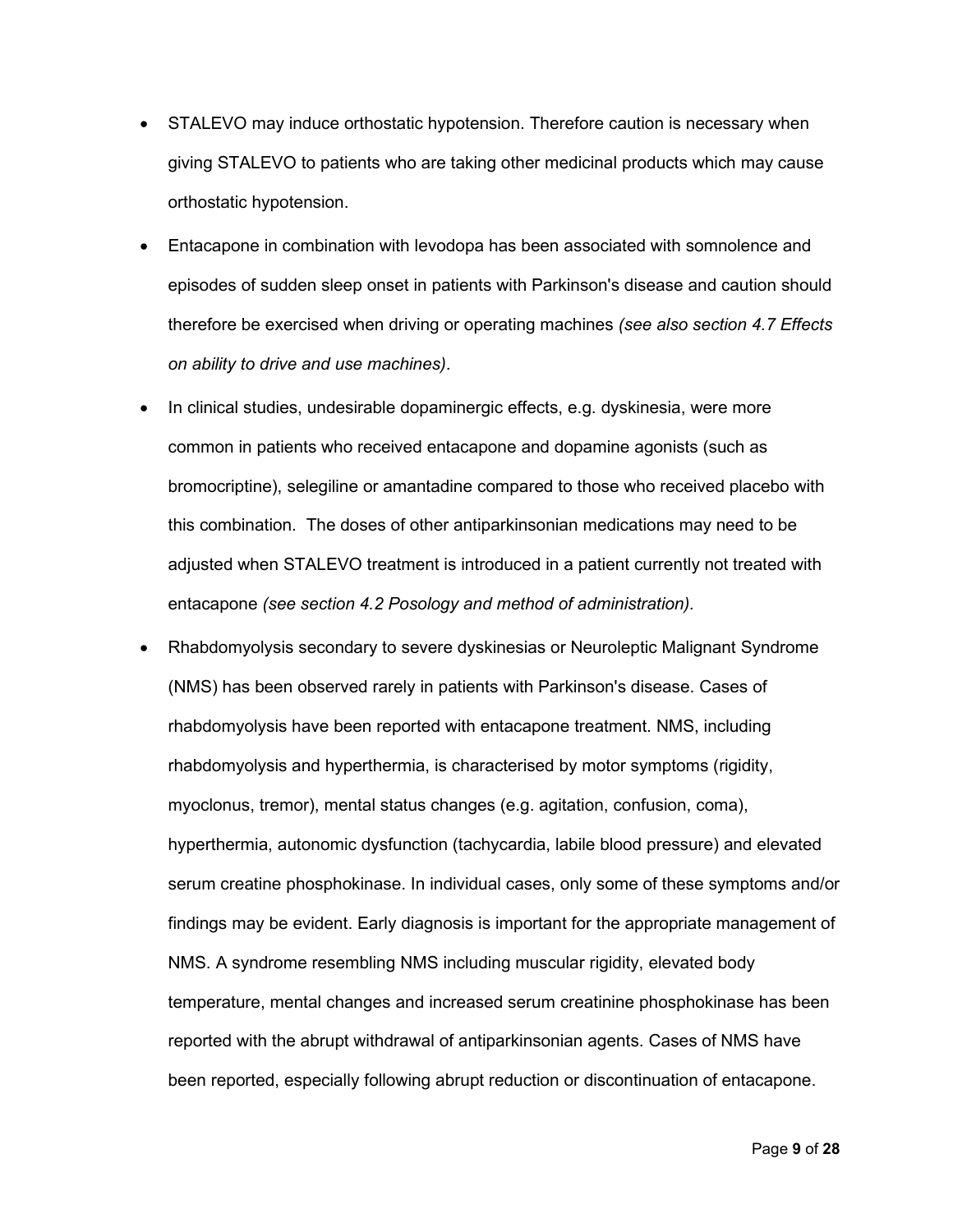- STALEVO may induce orthostatic hypotension. Therefore caution is necessary when giving STALEVO to patients who are taking other medicinal products which may cause orthostatic hypotension.
- Entacapone in combination with levodopa has been associated with somnolence and episodes of sudden sleep onset in patients with Parkinson's disease and caution should therefore be exercised when driving or operating machines *(see also section 4.7 Effects on ability to drive and use machines)*.
- In clinical studies, undesirable dopaminergic effects, e.g. dyskinesia, were more common in patients who received entacapone and dopamine agonists (such as bromocriptine), selegiline or amantadine compared to those who received placebo with this combination. The doses of other antiparkinsonian medications may need to be adjusted when STALEVO treatment is introduced in a patient currently not treated with entacapone *(see section 4.2 Posology and method of administration).*
- Rhabdomyolysis secondary to severe dyskinesias or Neuroleptic Malignant Syndrome (NMS) has been observed rarely in patients with Parkinson's disease. Cases of rhabdomyolysis have been reported with entacapone treatment. NMS, including rhabdomyolysis and hyperthermia, is characterised by motor symptoms (rigidity, myoclonus, tremor), mental status changes (e.g. agitation, confusion, coma), hyperthermia, autonomic dysfunction (tachycardia, labile blood pressure) and elevated serum creatine phosphokinase. In individual cases, only some of these symptoms and/or findings may be evident. Early diagnosis is important for the appropriate management of NMS. A syndrome resembling NMS including muscular rigidity, elevated body temperature, mental changes and increased serum creatinine phosphokinase has been reported with the abrupt withdrawal of antiparkinsonian agents. Cases of NMS have been reported, especially following abrupt reduction or discontinuation of entacapone.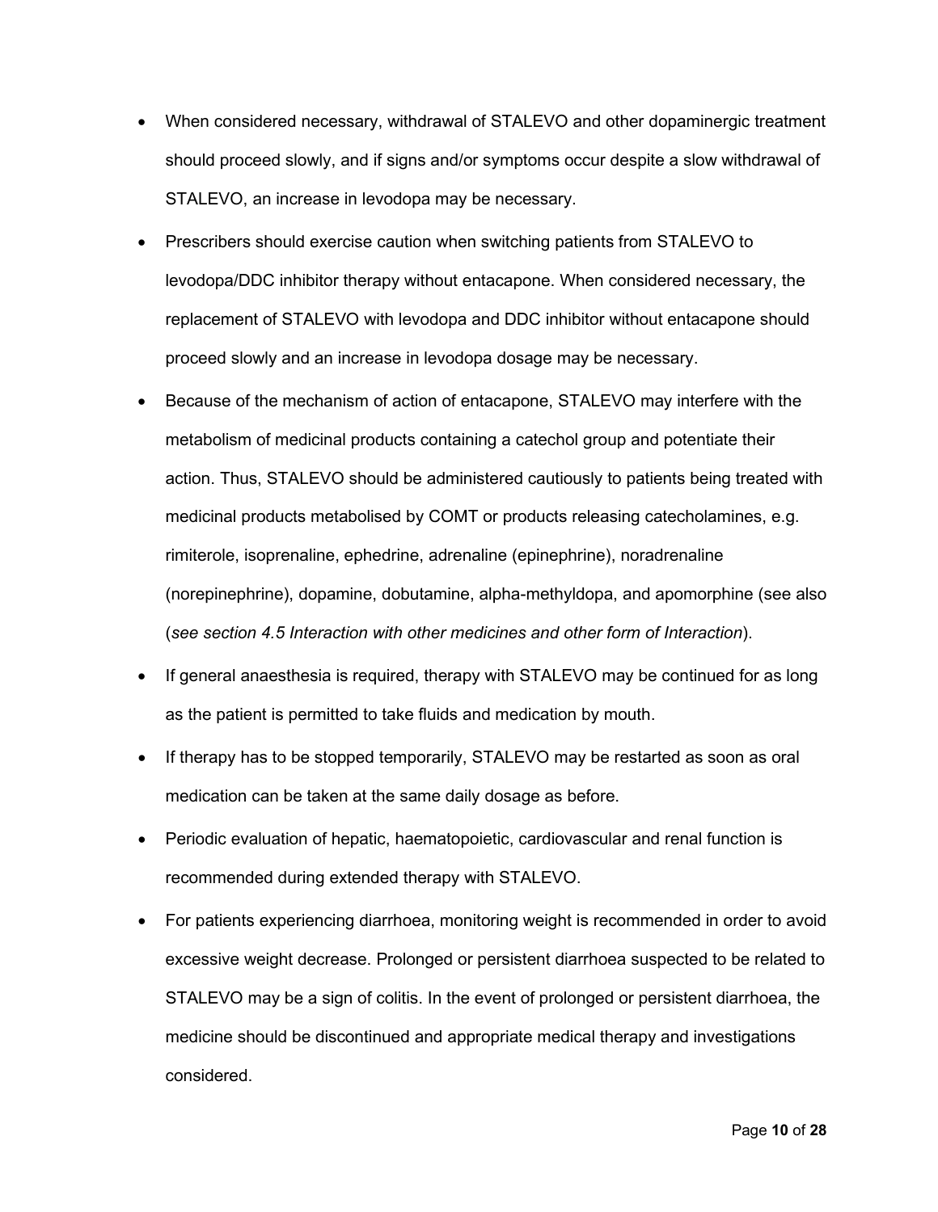- When considered necessary, withdrawal of STALEVO and other dopaminergic treatment should proceed slowly, and if signs and/or symptoms occur despite a slow withdrawal of STALEVO, an increase in levodopa may be necessary.
- Prescribers should exercise caution when switching patients from STALEVO to levodopa/DDC inhibitor therapy without entacapone. When considered necessary, the replacement of STALEVO with levodopa and DDC inhibitor without entacapone should proceed slowly and an increase in levodopa dosage may be necessary.
- Because of the mechanism of action of entacapone, STALEVO may interfere with the metabolism of medicinal products containing a catechol group and potentiate their action. Thus, STALEVO should be administered cautiously to patients being treated with medicinal products metabolised by COMT or products releasing catecholamines, e.g. rimiterole, isoprenaline, ephedrine, adrenaline (epinephrine), noradrenaline (norepinephrine), dopamine, dobutamine, alpha-methyldopa, and apomorphine (see also (*see section 4.5 Interaction with other medicines and other form of Interaction*).
- If general anaesthesia is required, therapy with STALEVO may be continued for as long as the patient is permitted to take fluids and medication by mouth.
- If therapy has to be stopped temporarily, STALEVO may be restarted as soon as oral medication can be taken at the same daily dosage as before.
- Periodic evaluation of hepatic, haematopoietic, cardiovascular and renal function is recommended during extended therapy with STALEVO.
- For patients experiencing diarrhoea, monitoring weight is recommended in order to avoid excessive weight decrease. Prolonged or persistent diarrhoea suspected to be related to STALEVO may be a sign of colitis. In the event of prolonged or persistent diarrhoea, the medicine should be discontinued and appropriate medical therapy and investigations considered.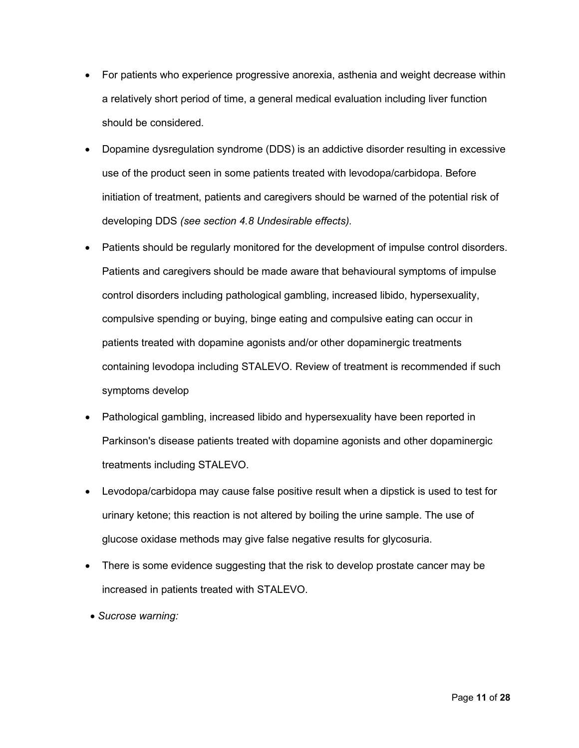- For patients who experience progressive anorexia, asthenia and weight decrease within a relatively short period of time, a general medical evaluation including liver function should be considered.
- Dopamine dysregulation syndrome (DDS) is an addictive disorder resulting in excessive use of the product seen in some patients treated with levodopa/carbidopa. Before initiation of treatment, patients and caregivers should be warned of the potential risk of developing DDS *(see section 4.8 Undesirable effects).*
- Patients should be regularly monitored for the development of impulse control disorders. Patients and caregivers should be made aware that behavioural symptoms of impulse control disorders including pathological gambling, increased libido, hypersexuality, compulsive spending or buying, binge eating and compulsive eating can occur in patients treated with dopamine agonists and/or other dopaminergic treatments containing levodopa including STALEVO. Review of treatment is recommended if such symptoms develop
- Pathological gambling, increased libido and hypersexuality have been reported in Parkinson's disease patients treated with dopamine agonists and other dopaminergic treatments including STALEVO.
- Levodopa/carbidopa may cause false positive result when a dipstick is used to test for urinary ketone; this reaction is not altered by boiling the urine sample. The use of glucose oxidase methods may give false negative results for glycosuria.
- There is some evidence suggesting that the risk to develop prostate cancer may be increased in patients treated with STALEVO.
- *Sucrose warning:*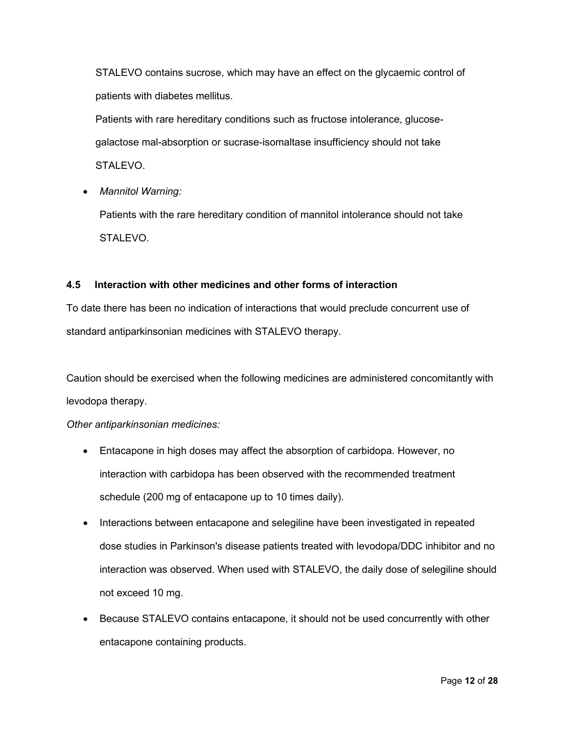STALEVO contains sucrose, which may have an effect on the glycaemic control of patients with diabetes mellitus.

Patients with rare hereditary conditions such as fructose intolerance, glucose-galactose mal-absorption or sucrase-isomaltase insufficiency should not take STALEVO.

- *Mannitol Warning:*

  Patients with the rare hereditary condition of mannitol intolerance should not take STALEVO.

### 4.5 Interaction with other medicines and other forms of interaction

To date there has been no indication of interactions that would preclude concurrent use of standard antiparkinsonian medicines with STALEVO therapy.

Caution should be exercised when the following medicines are administered concomitantly with levodopa therapy.

*Other antiparkinsonian medicines:*

- Entacapone in high doses may affect the absorption of carbidopa. However, no interaction with carbidopa has been observed with the recommended treatment schedule (200 mg of entacapone up to 10 times daily).
- Interactions between entacapone and selegiline have been investigated in repeated dose studies in Parkinson's disease patients treated with levodopa/DDC inhibitor and no interaction was observed. When used with STALEVO, the daily dose of selegiline should not exceed 10 mg.
- Because STALEVO contains entacapone, it should not be used concurrently with other entacapone containing products.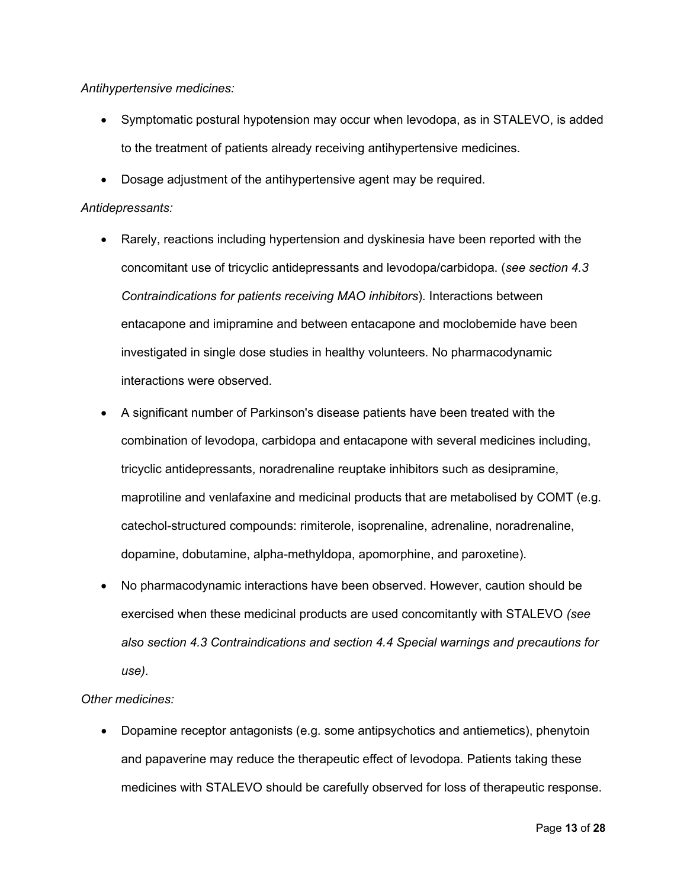*Antihypertensive medicines:*

- Symptomatic postural hypotension may occur when levodopa, as in STALEVO, is added to the treatment of patients already receiving antihypertensive medicines.
- Dosage adjustment of the antihypertensive agent may be required.

*Antidepressants:*

- Rarely, reactions including hypertension and dyskinesia have been reported with the concomitant use of tricyclic antidepressants and levodopa/carbidopa. (*see section 4.3 Contraindications for patients receiving MAO inhibitors*). Interactions between entacapone and imipramine and between entacapone and moclobemide have been investigated in single dose studies in healthy volunteers. No pharmacodynamic interactions were observed.
- A significant number of Parkinson's disease patients have been treated with the combination of levodopa, carbidopa and entacapone with several medicines including, tricyclic antidepressants, noradrenaline reuptake inhibitors such as desipramine, maprotiline and venlafaxine and medicinal products that are metabolised by COMT (e.g. catechol-structured compounds: rimiterole, isoprenaline, adrenaline, noradrenaline, dopamine, dobutamine, alpha-methyldopa, apomorphine, and paroxetine).
- No pharmacodynamic interactions have been observed. However, caution should be exercised when these medicinal products are used concomitantly with STALEVO *(see also section 4.3 Contraindications and section 4.4 Special warnings and precautions for use)*.

*Other medicines:*

- Dopamine receptor antagonists (e.g. some antipsychotics and antiemetics), phenytoin and papaverine may reduce the therapeutic effect of levodopa. Patients taking these medicines with STALEVO should be carefully observed for loss of therapeutic response.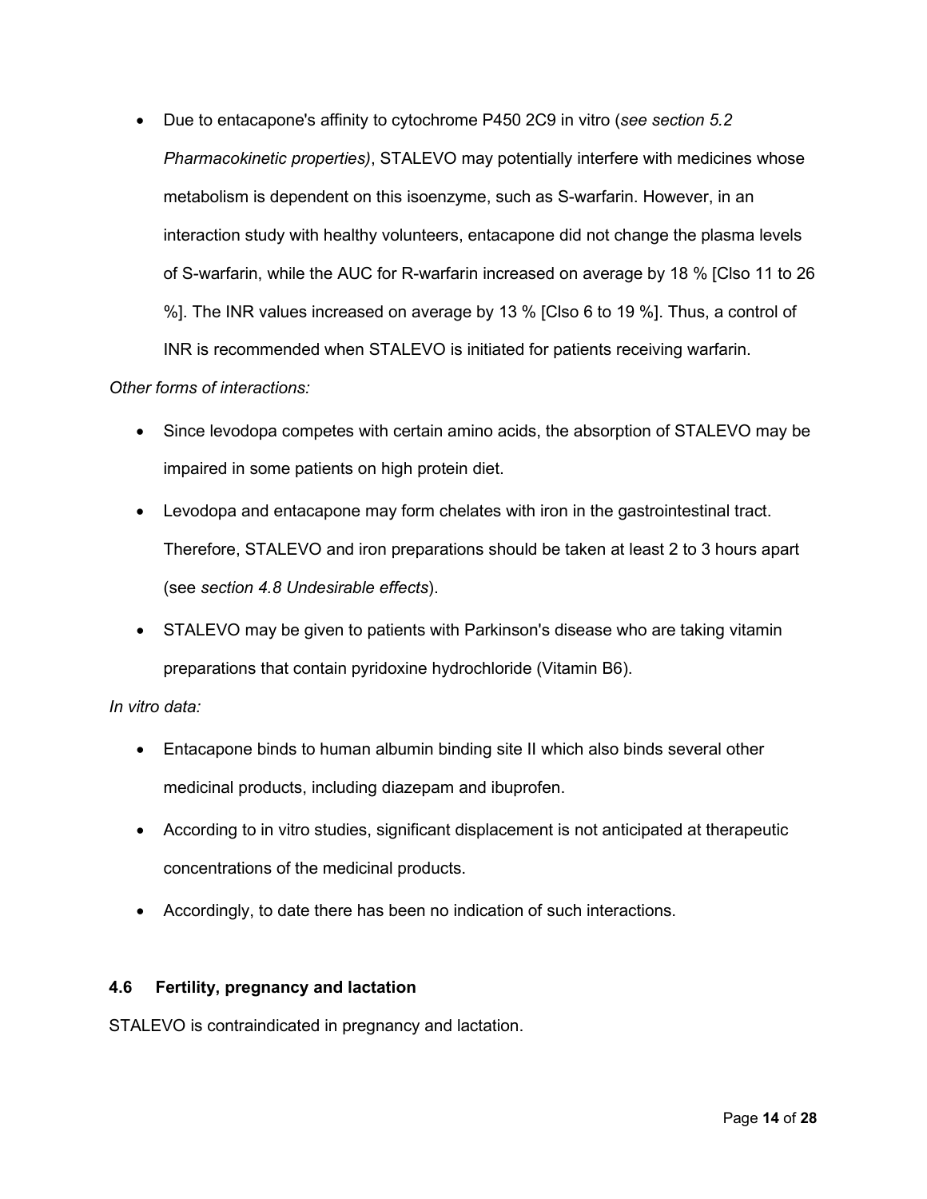- Due to entacapone's affinity to cytochrome P450 2C9 in vitro (*see section 5.2 Pharmacokinetic properties)*, STALEVO may potentially interfere with medicines whose metabolism is dependent on this isoenzyme, such as S-warfarin. However, in an interaction study with healthy volunteers, entacapone did not change the plasma levels of S-warfarin, while the AUC for R-warfarin increased on average by 18 % [CI$_{90}$ 11 to 26 %]. The INR values increased on average by 13 % [CI$_{90}$ 6 to 19 %]. Thus, a control of INR is recommended when STALEVO is initiated for patients receiving warfarin.

*Other forms of interactions:*

- Since levodopa competes with certain amino acids, the absorption of STALEVO may be impaired in some patients on high protein diet.
- Levodopa and entacapone may form chelates with iron in the gastrointestinal tract. Therefore, STALEVO and iron preparations should be taken at least 2 to 3 hours apart (see *section 4.8 Undesirable effects*).
- STALEVO may be given to patients with Parkinson's disease who are taking vitamin preparations that contain pyridoxine hydrochloride (Vitamin B6).

*In vitro data:*

- Entacapone binds to human albumin binding site II which also binds several other medicinal products, including diazepam and ibuprofen.
- According to in vitro studies, significant displacement is not anticipated at therapeutic concentrations of the medicinal products.
- Accordingly, to date there has been no indication of such interactions.

### 4.6 Fertility, pregnancy and lactation

STALEVO is contraindicated in pregnancy and lactation.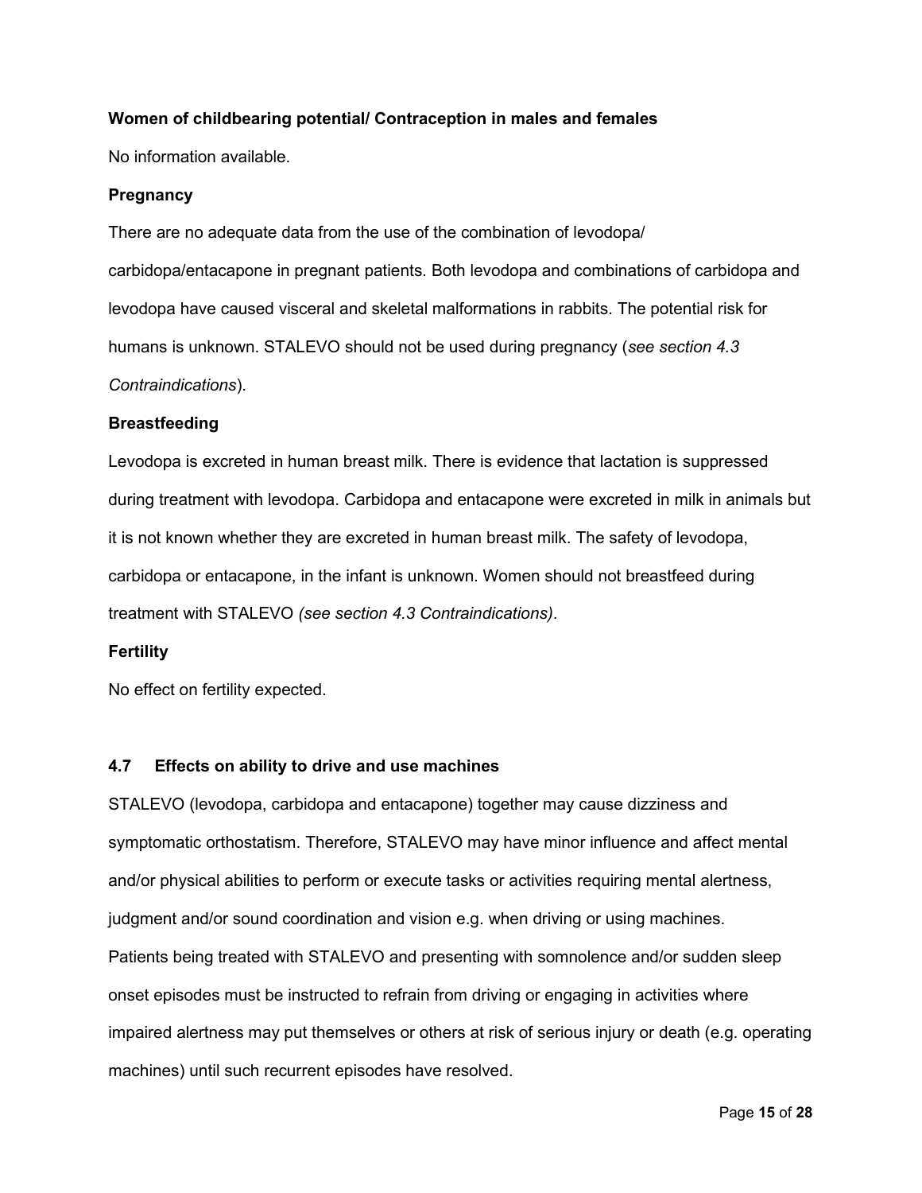**Women of childbearing potential/ Contraception in males and females**

No information available.

**Pregnancy**

There are no adequate data from the use of the combination of levodopa/ carbidopa/entacapone in pregnant patients. Both levodopa and combinations of carbidopa and levodopa have caused visceral and skeletal malformations in rabbits. The potential risk for humans is unknown. STALEVO should not be used during pregnancy (*see section 4.3 Contraindications*).

**Breastfeeding**

Levodopa is excreted in human breast milk. There is evidence that lactation is suppressed during treatment with levodopa. Carbidopa and entacapone were excreted in milk in animals but it is not known whether they are excreted in human breast milk. The safety of levodopa, carbidopa or entacapone, in the infant is unknown. Women should not breastfeed during treatment with STALEVO *(see section 4.3 Contraindications)*.

**Fertility**

No effect on fertility expected.

### 4.7 Effects on ability to drive and use machines

STALEVO (levodopa, carbidopa and entacapone) together may cause dizziness and symptomatic orthostatism. Therefore, STALEVO may have minor influence and affect mental and/or physical abilities to perform or execute tasks or activities requiring mental alertness, judgment and/or sound coordination and vision e.g. when driving or using machines. Patients being treated with STALEVO and presenting with somnolence and/or sudden sleep onset episodes must be instructed to refrain from driving or engaging in activities where impaired alertness may put themselves or others at risk of serious injury or death (e.g. operating machines) until such recurrent episodes have resolved.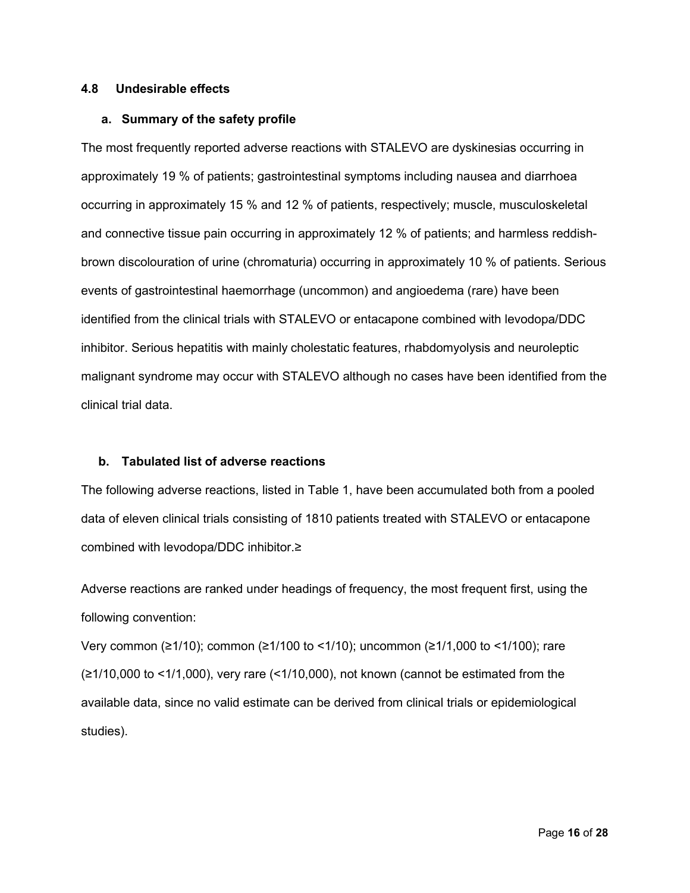### 4.8 Undesirable effects

#### a. Summary of the safety profile

The most frequently reported adverse reactions with STALEVO are dyskinesias occurring in approximately 19 % of patients; gastrointestinal symptoms including nausea and diarrhoea occurring in approximately 15 % and 12 % of patients, respectively; muscle, musculoskeletal and connective tissue pain occurring in approximately 12 % of patients; and harmless reddish-brown discolouration of urine (chromaturia) occurring in approximately 10 % of patients. Serious events of gastrointestinal haemorrhage (uncommon) and angioedema (rare) have been identified from the clinical trials with STALEVO or entacapone combined with levodopa/DDC inhibitor. Serious hepatitis with mainly cholestatic features, rhabdomyolysis and neuroleptic malignant syndrome may occur with STALEVO although no cases have been identified from the clinical trial data.

#### b. Tabulated list of adverse reactions

The following adverse reactions, listed in Table 1, have been accumulated both from a pooled data of eleven clinical trials consisting of 1810 patients treated with STALEVO or entacapone combined with levodopa/DDC inhibitor.≥

Adverse reactions are ranked under headings of frequency, the most frequent first, using the following convention:

Very common (≥1/10); common (≥1/100 to <1/10); uncommon (≥1/1,000 to <1/100); rare (≥1/10,000 to <1/1,000), very rare (<1/10,000), not known (cannot be estimated from the available data, since no valid estimate can be derived from clinical trials or epidemiological studies).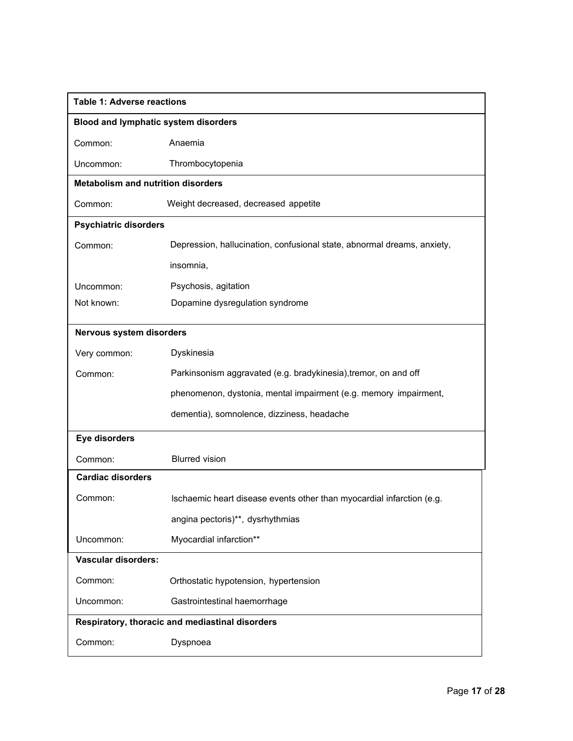| Table 1: Adverse reactions | |
|---|---|
| **Blood and lymphatic system disorders** | |
| Common: | Anaemia |
| Uncommon: | Thrombocytopenia |
| **Metabolism and nutrition disorders** | |
| Common: | Weight decreased, decreased appetite |
| **Psychiatric disorders** | |
| Common: | Depression, hallucination, confusional state, abnormal dreams, anxiety, insomnia, |
| Uncommon: | Psychosis, agitation |
| Not known: | Dopamine dysregulation syndrome |
| **Nervous system disorders** | |
| Very common: | Dyskinesia |
| Common: | Parkinsonism aggravated (e.g. bradykinesia),tremor, on and off phenomenon, dystonia, mental impairment (e.g. memory impairment, dementia), somnolence, dizziness, headache |
| **Eye disorders** | |
| Common: | Blurred vision |
| **Cardiac disorders** | |
| Common: | Ischaemic heart disease events other than myocardial infarction (e.g. angina pectoris)**, dysrhythmias |
| Uncommon: | Myocardial infarction** |
| **Vascular disorders:** | |
| Common: | Orthostatic hypotension, hypertension |
| Uncommon: | Gastrointestinal haemorrhage |
| **Respiratory, thoracic and mediastinal disorders** | |
| Common: | Dyspnoea |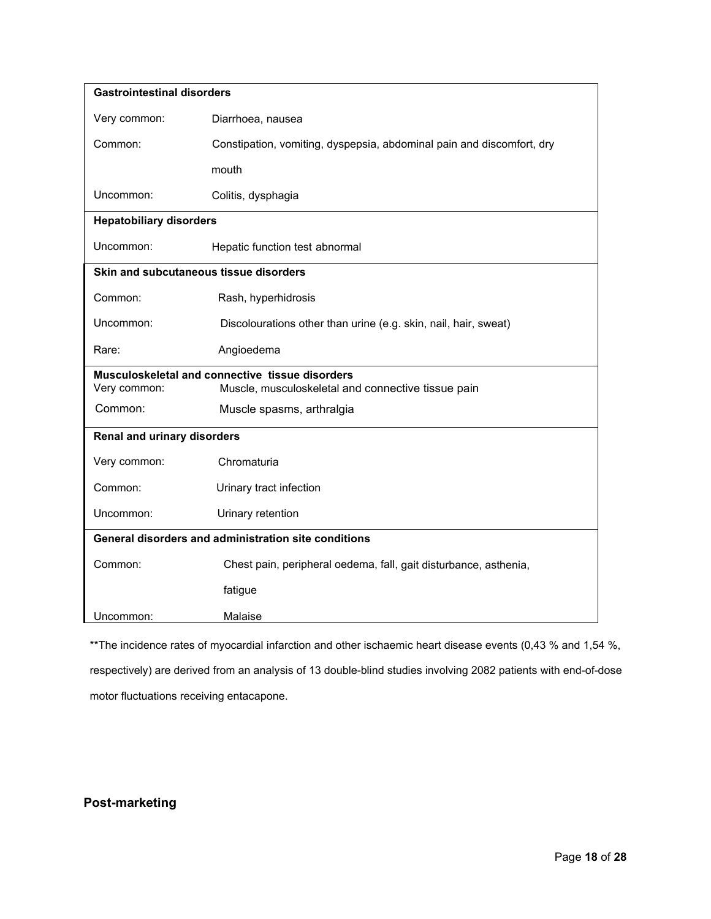| **Gastrointestinal disorders** | |
|---|---|
| Very common: | Diarrhoea, nausea |
| Common: | Constipation, vomiting, dyspepsia, abdominal pain and discomfort, dry mouth |
| Uncommon: | Colitis, dysphagia |
| **Hepatobiliary disorders** | |
| Uncommon: | Hepatic function test abnormal |
| **Skin and subcutaneous tissue disorders** | |
| Common: | Rash, hyperhidrosis |
| Uncommon: | Discolourations other than urine (e.g. skin, nail, hair, sweat) |
| Rare: | Angioedema |
| **Musculoskeletal and connective tissue disorders** | |
| Very common: | Muscle, musculoskeletal and connective tissue pain |
| Common: | Muscle spasms, arthralgia |
| **Renal and urinary disorders** | |
| Very common: | Chromaturia |
| Common: | Urinary tract infection |
| Uncommon: | Urinary retention |
| **General disorders and administration site conditions** | |
| Common: | Chest pain, peripheral oedema, fall, gait disturbance, asthenia, fatigue |
| Uncommon: | Malaise |

**The incidence rates of myocardial infarction and other ischaemic heart disease events (0,43 % and 1,54 %, respectively) are derived from an analysis of 13 double-blind studies involving 2082 patients with end-of-dose motor fluctuations receiving entacapone.

## Post-marketing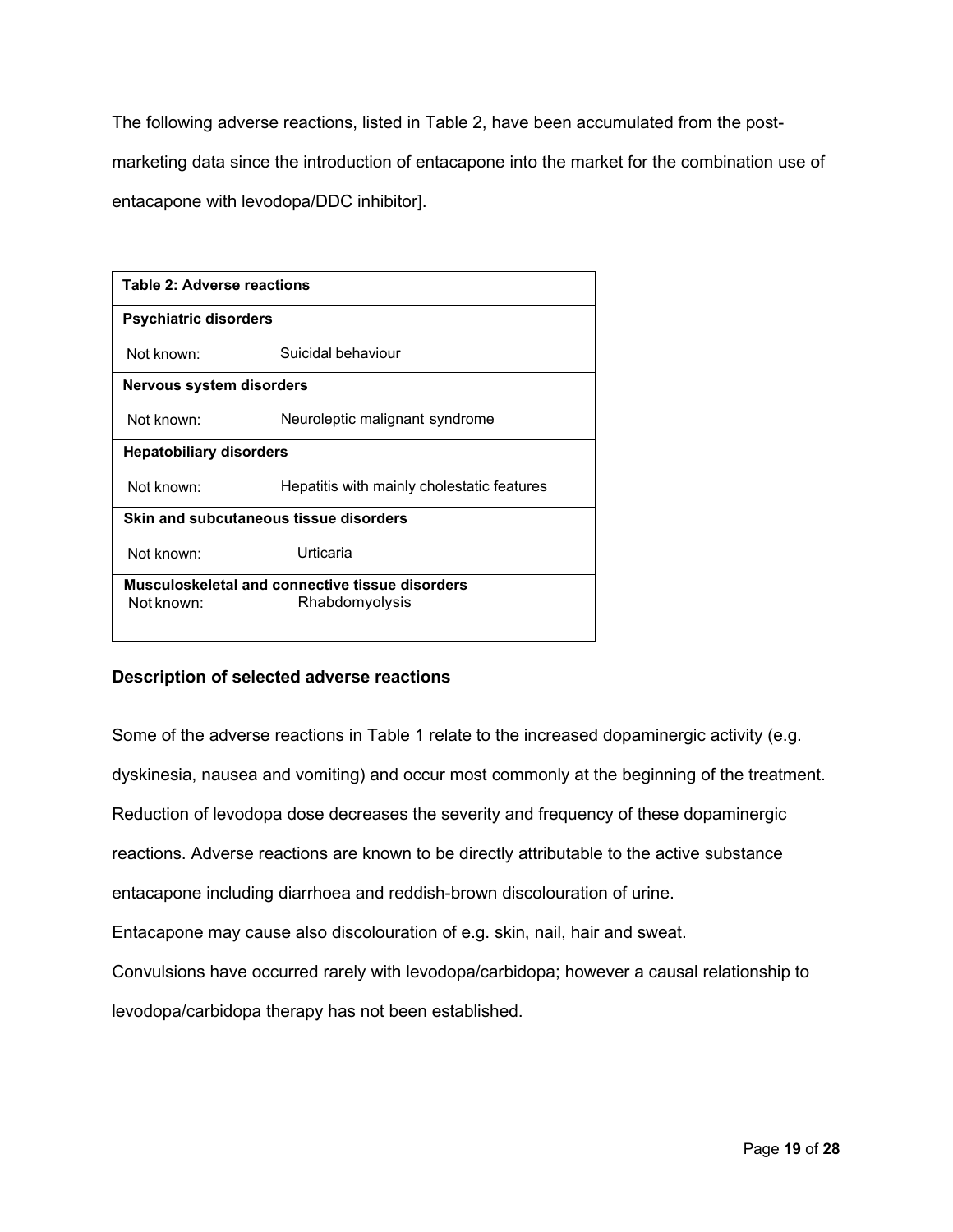The following adverse reactions, listed in Table 2, have been accumulated from the post-marketing data since the introduction of entacapone into the market for the combination use of entacapone with levodopa/DDC inhibitor].

| **Table 2: Adverse reactions** | |
|---|---|
| **Psychiatric disorders** | |
| Not known: | Suicidal behaviour |
| **Nervous system disorders** | |
| Not known: | Neuroleptic malignant syndrome |
| **Hepatobiliary disorders** | |
| Not known: | Hepatitis with mainly cholestatic features |
| **Skin and subcutaneous tissue disorders** | |
| Not known: | Urticaria |
| **Musculoskeletal and connective tissue disorders** | |
| Not known: | Rhabdomyolysis |

**Description of selected adverse reactions**

Some of the adverse reactions in Table 1 relate to the increased dopaminergic activity (e.g. dyskinesia, nausea and vomiting) and occur most commonly at the beginning of the treatment. Reduction of levodopa dose decreases the severity and frequency of these dopaminergic reactions. Adverse reactions are known to be directly attributable to the active substance entacapone including diarrhoea and reddish-brown discolouration of urine.

Entacapone may cause also discolouration of e.g. skin, nail, hair and sweat.

Convulsions have occurred rarely with levodopa/carbidopa; however a causal relationship to levodopa/carbidopa therapy has not been established.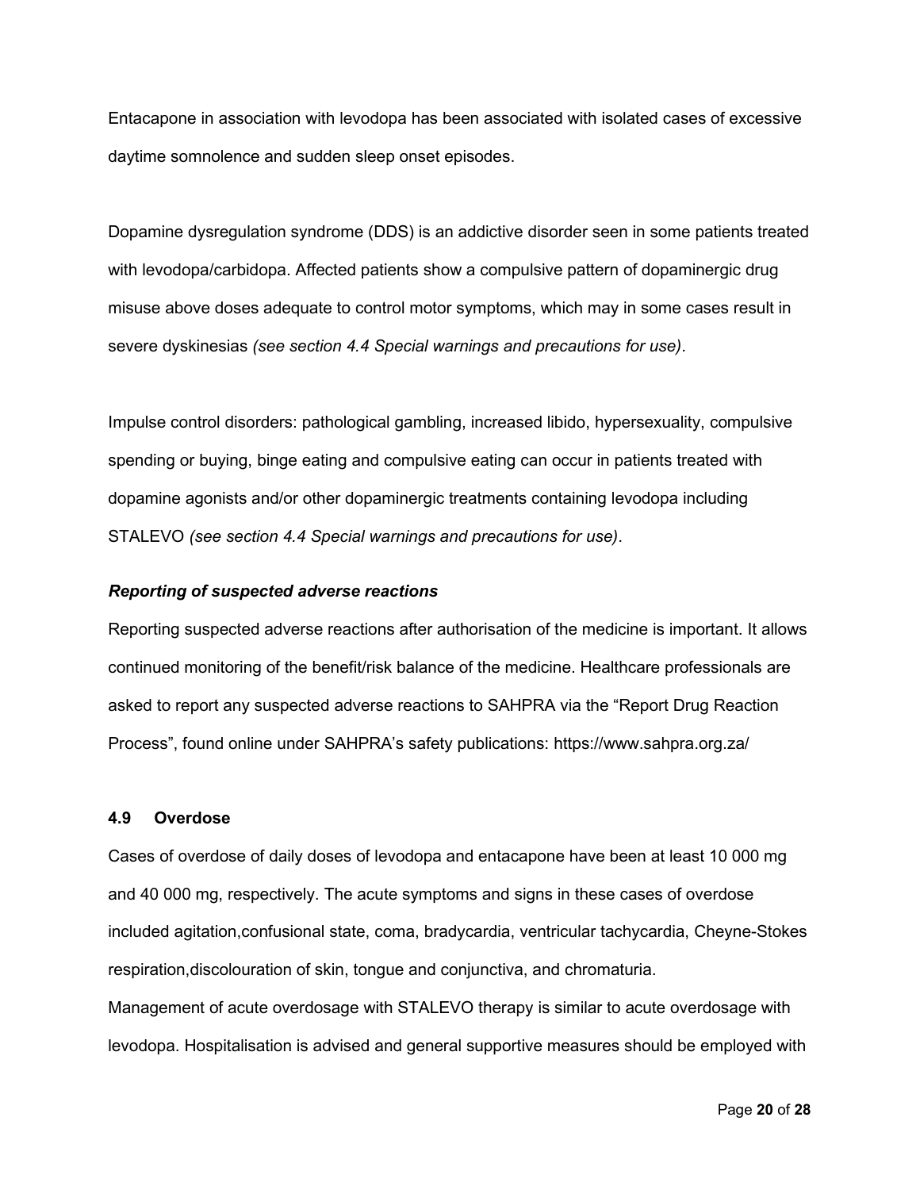Entacapone in association with levodopa has been associated with isolated cases of excessive daytime somnolence and sudden sleep onset episodes.

Dopamine dysregulation syndrome (DDS) is an addictive disorder seen in some patients treated with levodopa/carbidopa. Affected patients show a compulsive pattern of dopaminergic drug misuse above doses adequate to control motor symptoms, which may in some cases result in severe dyskinesias *(see section 4.4 Special warnings and precautions for use)*.

Impulse control disorders: pathological gambling, increased libido, hypersexuality, compulsive spending or buying, binge eating and compulsive eating can occur in patients treated with dopamine agonists and/or other dopaminergic treatments containing levodopa including STALEVO *(see section 4.4 Special warnings and precautions for use)*.

***Reporting of suspected adverse reactions***

Reporting suspected adverse reactions after authorisation of the medicine is important. It allows continued monitoring of the benefit/risk balance of the medicine. Healthcare professionals are asked to report any suspected adverse reactions to SAHPRA via the "Report Drug Reaction Process", found online under SAHPRA's safety publications: https://www.sahpra.org.za/

### 4.9 Overdose

Cases of overdose of daily doses of levodopa and entacapone have been at least 10 000 mg and 40 000 mg, respectively. The acute symptoms and signs in these cases of overdose included agitation,confusional state, coma, bradycardia, ventricular tachycardia, Cheyne-Stokes respiration,discolouration of skin, tongue and conjunctiva, and chromaturia.

Management of acute overdosage with STALEVO therapy is similar to acute overdosage with levodopa. Hospitalisation is advised and general supportive measures should be employed with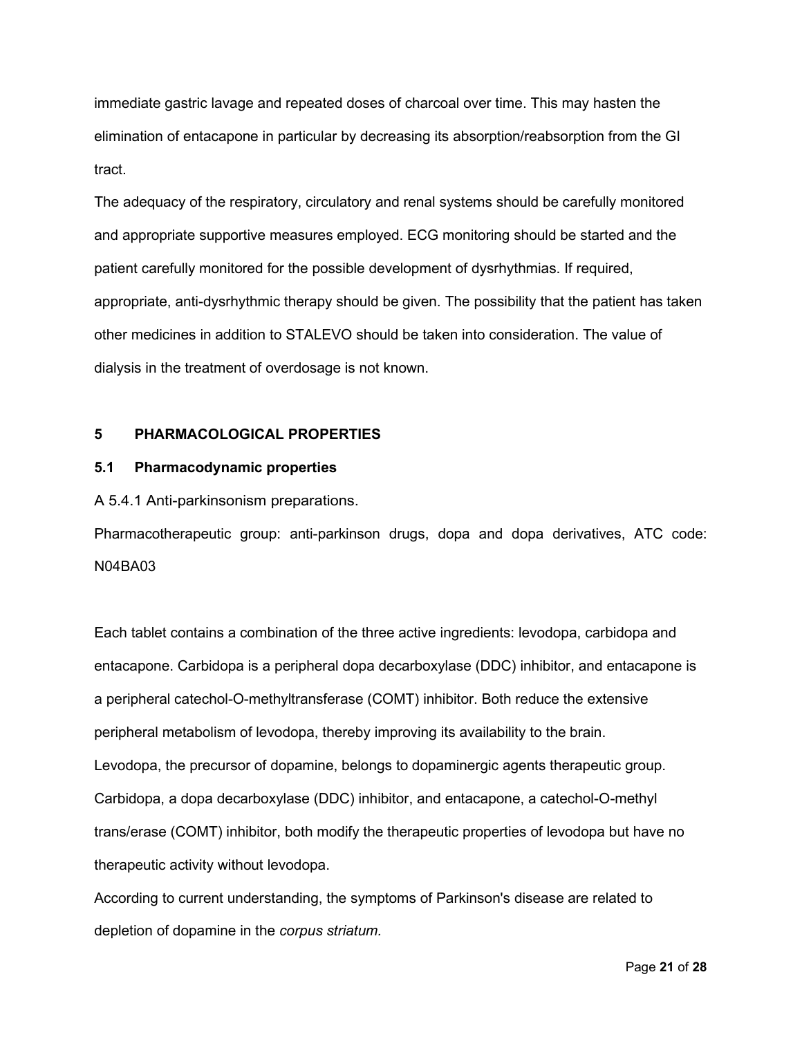immediate gastric lavage and repeated doses of charcoal over time. This may hasten the elimination of entacapone in particular by decreasing its absorption/reabsorption from the GI tract.

The adequacy of the respiratory, circulatory and renal systems should be carefully monitored and appropriate supportive measures employed. ECG monitoring should be started and the patient carefully monitored for the possible development of dysrhythmias. If required, appropriate, anti-dysrhythmic therapy should be given. The possibility that the patient has taken other medicines in addition to STALEVO should be taken into consideration. The value of dialysis in the treatment of overdosage is not known.

## 5 PHARMACOLOGICAL PROPERTIES

### 5.1 Pharmacodynamic properties

A 5.4.1 Anti-parkinsonism preparations.

Pharmacotherapeutic group: anti-parkinson drugs, dopa and dopa derivatives, ATC code: N04BA03

Each tablet contains a combination of the three active ingredients: levodopa, carbidopa and entacapone. Carbidopa is a peripheral dopa decarboxylase (DDC) inhibitor, and entacapone is a peripheral catechol-O-methyltransferase (COMT) inhibitor. Both reduce the extensive peripheral metabolism of levodopa, thereby improving its availability to the brain.

Levodopa, the precursor of dopamine, belongs to dopaminergic agents therapeutic group. Carbidopa, a dopa decarboxylase (DDC) inhibitor, and entacapone, a catechol-O-methyl trans/erase (COMT) inhibitor, both modify the therapeutic properties of levodopa but have no therapeutic activity without levodopa.

According to current understanding, the symptoms of Parkinson's disease are related to depletion of dopamine in the *corpus striatum.*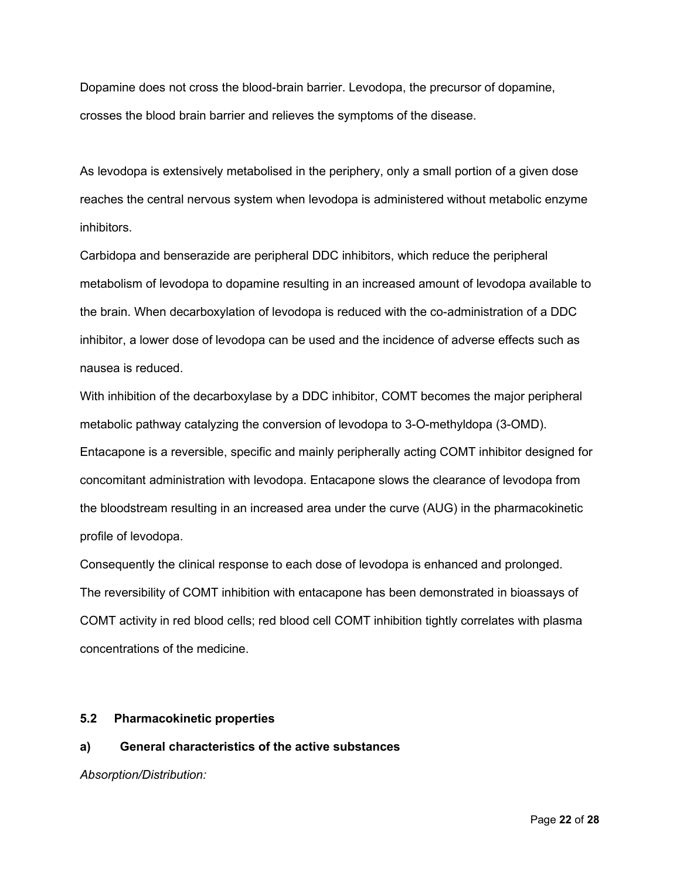Dopamine does not cross the blood-brain barrier. Levodopa, the precursor of dopamine, crosses the blood brain barrier and relieves the symptoms of the disease.

As levodopa is extensively metabolised in the periphery, only a small portion of a given dose reaches the central nervous system when levodopa is administered without metabolic enzyme inhibitors.

Carbidopa and benserazide are peripheral DDC inhibitors, which reduce the peripheral metabolism of levodopa to dopamine resulting in an increased amount of levodopa available to the brain. When decarboxylation of levodopa is reduced with the co-administration of a DDC inhibitor, a lower dose of levodopa can be used and the incidence of adverse effects such as nausea is reduced.

With inhibition of the decarboxylase by a DDC inhibitor, COMT becomes the major peripheral metabolic pathway catalyzing the conversion of levodopa to 3-O-methyldopa (3-OMD).

Entacapone is a reversible, specific and mainly peripherally acting COMT inhibitor designed for concomitant administration with levodopa. Entacapone slows the clearance of levodopa from the bloodstream resulting in an increased area under the curve (AUG) in the pharmacokinetic profile of levodopa.

Consequently the clinical response to each dose of levodopa is enhanced and prolonged.

The reversibility of COMT inhibition with entacapone has been demonstrated in bioassays of COMT activity in red blood cells; red blood cell COMT inhibition tightly correlates with plasma concentrations of the medicine.

## 5.2 Pharmacokinetic properties

### a) General characteristics of the active substances

*Absorption/Distribution:*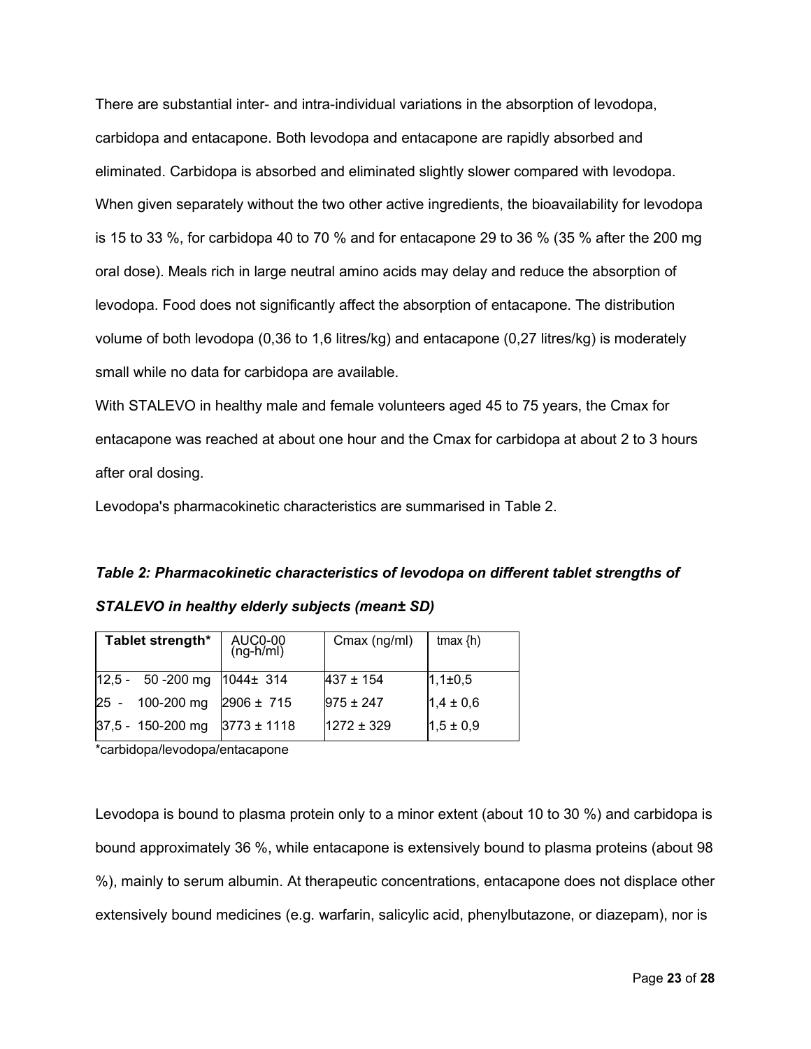There are substantial inter- and intra-individual variations in the absorption of levodopa, carbidopa and entacapone. Both levodopa and entacapone are rapidly absorbed and eliminated. Carbidopa is absorbed and eliminated slightly slower compared with levodopa. When given separately without the two other active ingredients, the bioavailability for levodopa is 15 to 33 %, for carbidopa 40 to 70 % and for entacapone 29 to 36 % (35 % after the 200 mg oral dose). Meals rich in large neutral amino acids may delay and reduce the absorption of levodopa. Food does not significantly affect the absorption of entacapone. The distribution volume of both levodopa (0,36 to 1,6 litres/kg) and entacapone (0,27 litres/kg) is moderately small while no data for carbidopa are available.

With STALEVO in healthy male and female volunteers aged 45 to 75 years, the Cmax for entacapone was reached at about one hour and the Cmax for carbidopa at about 2 to 3 hours after oral dosing.

Levodopa's pharmacokinetic characteristics are summarised in Table 2.

***Table 2: Pharmacokinetic characteristics of levodopa on different tablet strengths of STALEVO in healthy elderly subjects (mean± SD)***

| **Tablet strength*** | AUC0-00 (ng-h/ml) | Cmax (ng/ml) | tmax {h) |
|---|---|---|---|
| 12,5 - 50 -200 mg | 1044± 314 | 437 ± 154 | 1,1±0,5 |
| 25 - 100-200 mg | 2906 ± 715 | 975 ± 247 | 1,4 ± 0,6 |
| 37,5 - 150-200 mg | 3773 ± 1118 | 1272 ± 329 | 1,5 ± 0,9 |

*carbidopa/levodopa/entacapone

Levodopa is bound to plasma protein only to a minor extent (about 10 to 30 %) and carbidopa is bound approximately 36 %, while entacapone is extensively bound to plasma proteins (about 98 %), mainly to serum albumin. At therapeutic concentrations, entacapone does not displace other extensively bound medicines (e.g. warfarin, salicylic acid, phenylbutazone, or diazepam), nor is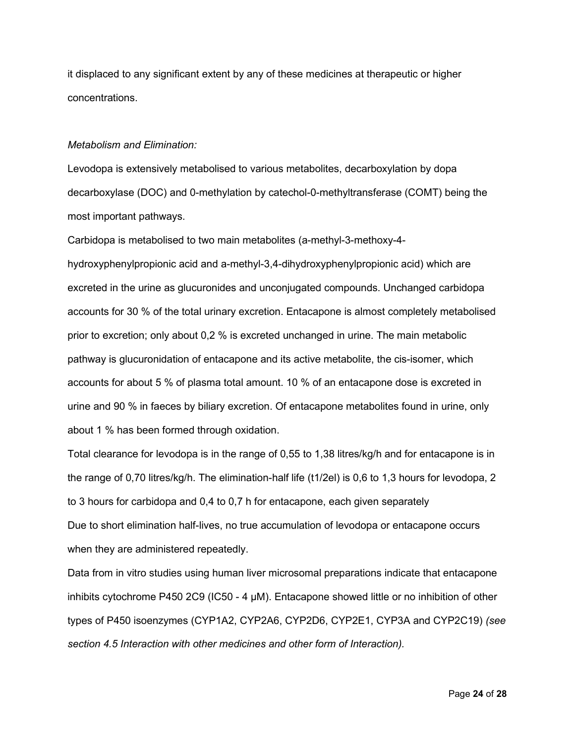it displaced to any significant extent by any of these medicines at therapeutic or higher concentrations.

*Metabolism and Elimination:*

Levodopa is extensively metabolised to various metabolites, decarboxylation by dopa decarboxylase (DOC) and 0-methylation by catechol-0-methyltransferase (COMT) being the most important pathways.

Carbidopa is metabolised to two main metabolites (a-methyl-3-methoxy-4-hydroxyphenylpropionic acid and a-methyl-3,4-dihydroxyphenylpropionic acid) which are excreted in the urine as glucuronides and unconjugated compounds. Unchanged carbidopa accounts for 30 % of the total urinary excretion. Entacapone is almost completely metabolised prior to excretion; only about 0,2 % is excreted unchanged in urine. The main metabolic pathway is glucuronidation of entacapone and its active metabolite, the cis-isomer, which accounts for about 5 % of plasma total amount. 10 % of an entacapone dose is excreted in urine and 90 % in faeces by biliary excretion. Of entacapone metabolites found in urine, only about 1 % has been formed through oxidation.

Total clearance for levodopa is in the range of 0,55 to 1,38 litres/kg/h and for entacapone is in the range of 0,70 litres/kg/h. The elimination-half life ($t_{1/2el}$) is 0,6 to 1,3 hours for levodopa, 2 to 3 hours for carbidopa and 0,4 to 0,7 h for entacapone, each given separately

Due to short elimination half-lives, no true accumulation of levodopa or entacapone occurs when they are administered repeatedly.

Data from in vitro studies using human liver microsomal preparations indicate that entacapone inhibits cytochrome P450 2C9 ($IC_{50}$ - 4 µM). Entacapone showed little or no inhibition of other types of P450 isoenzymes (CYP1A2, CYP2A6, CYP2D6, CYP2E1, CYP3A and CYP2C19) *(see section 4.5 Interaction with other medicines and other form of Interaction).*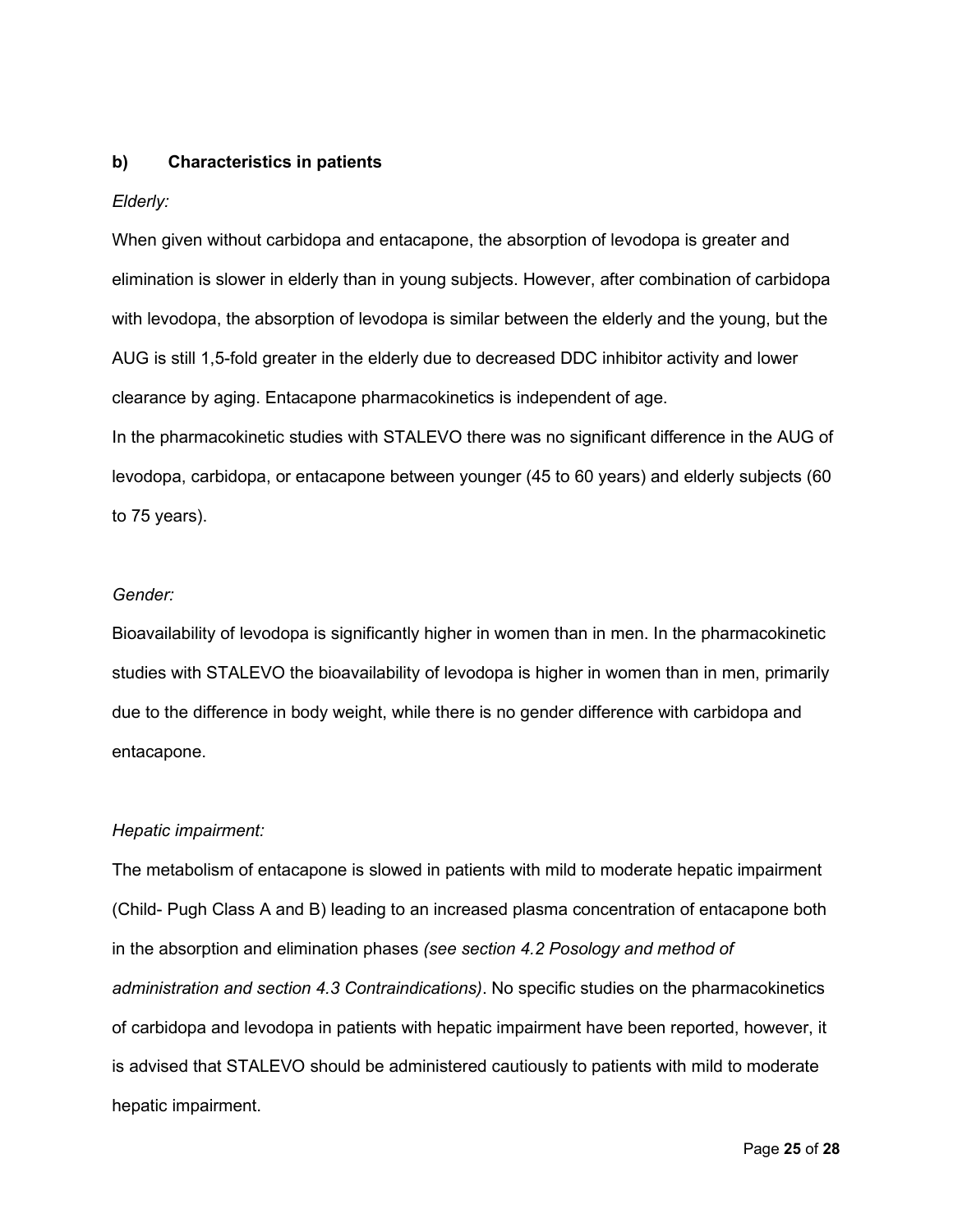**b) Characteristics in patients**

*Elderly:*

When given without carbidopa and entacapone, the absorption of levodopa is greater and elimination is slower in elderly than in young subjects. However, after combination of carbidopa with levodopa, the absorption of levodopa is similar between the elderly and the young, but the AUG is still 1,5-fold greater in the elderly due to decreased DDC inhibitor activity and lower clearance by aging. Entacapone pharmacokinetics is independent of age.
In the pharmacokinetic studies with STALEVO there was no significant difference in the AUG of levodopa, carbidopa, or entacapone between younger (45 to 60 years) and elderly subjects (60 to 75 years).

*Gender:*

Bioavailability of levodopa is significantly higher in women than in men. In the pharmacokinetic studies with STALEVO the bioavailability of levodopa is higher in women than in men, primarily due to the difference in body weight, while there is no gender difference with carbidopa and entacapone.

*Hepatic impairment:*

The metabolism of entacapone is slowed in patients with mild to moderate hepatic impairment (Child- Pugh Class A and B) leading to an increased plasma concentration of entacapone both in the absorption and elimination phases *(see section 4.2 Posology and method of administration and section 4.3 Contraindications)*. No specific studies on the pharmacokinetics of carbidopa and levodopa in patients with hepatic impairment have been reported, however, it is advised that STALEVO should be administered cautiously to patients with mild to moderate hepatic impairment.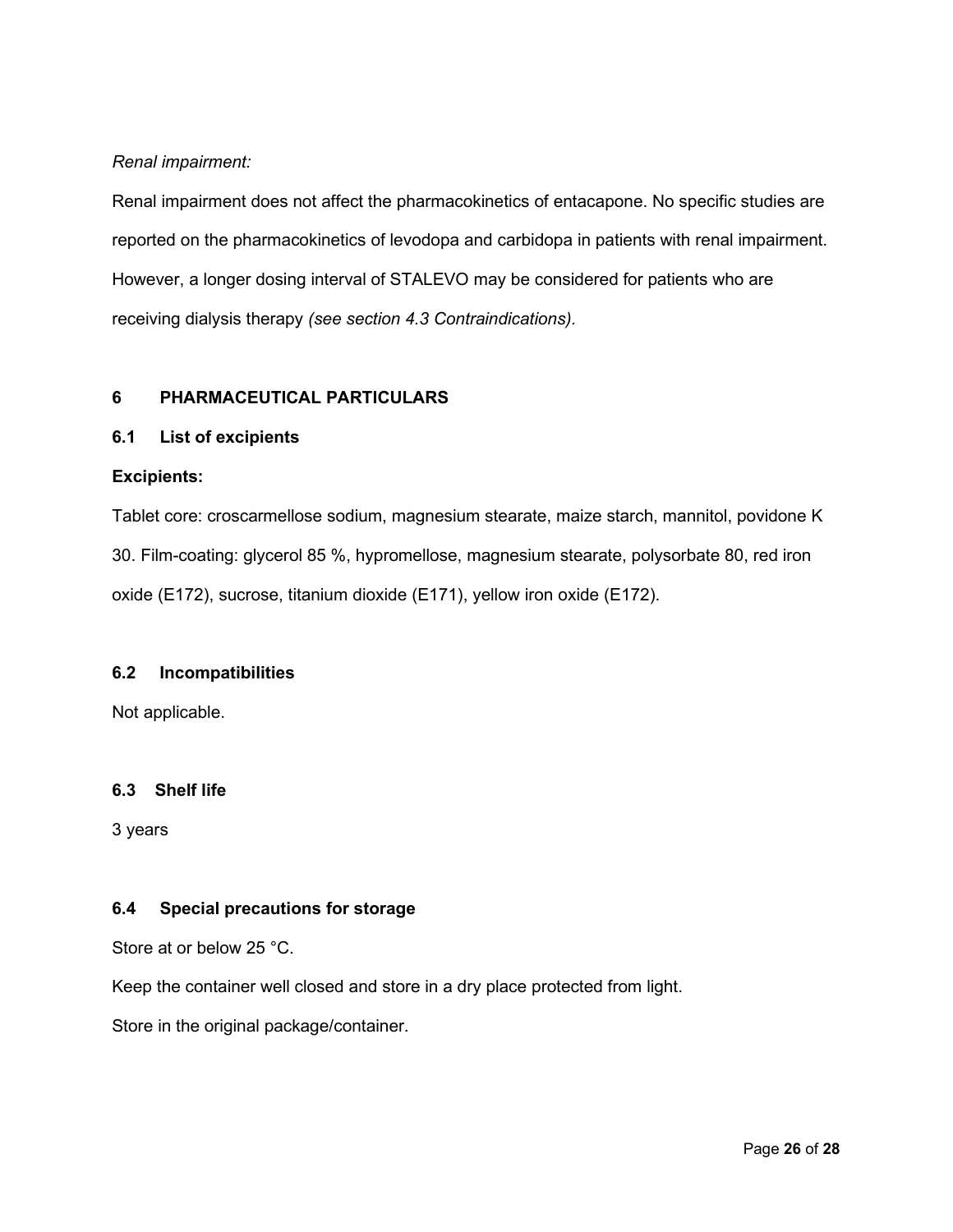*Renal impairment:*

Renal impairment does not affect the pharmacokinetics of entacapone. No specific studies are reported on the pharmacokinetics of levodopa and carbidopa in patients with renal impairment. However, a longer dosing interval of STALEVO may be considered for patients who are receiving dialysis therapy *(see section 4.3 Contraindications)*.

## 6 PHARMACEUTICAL PARTICULARS

### 6.1 List of excipients

**Excipients:**

Tablet core: croscarmellose sodium, magnesium stearate, maize starch, mannitol, povidone K 30. Film-coating: glycerol 85 %, hypromellose, magnesium stearate, polysorbate 80, red iron oxide (E172), sucrose, titanium dioxide (E171), yellow iron oxide (E172).

### 6.2 Incompatibilities

Not applicable.

### 6.3 Shelf life

3 years

### 6.4 Special precautions for storage

Store at or below 25 °C.

Keep the container well closed and store in a dry place protected from light.

Store in the original package/container.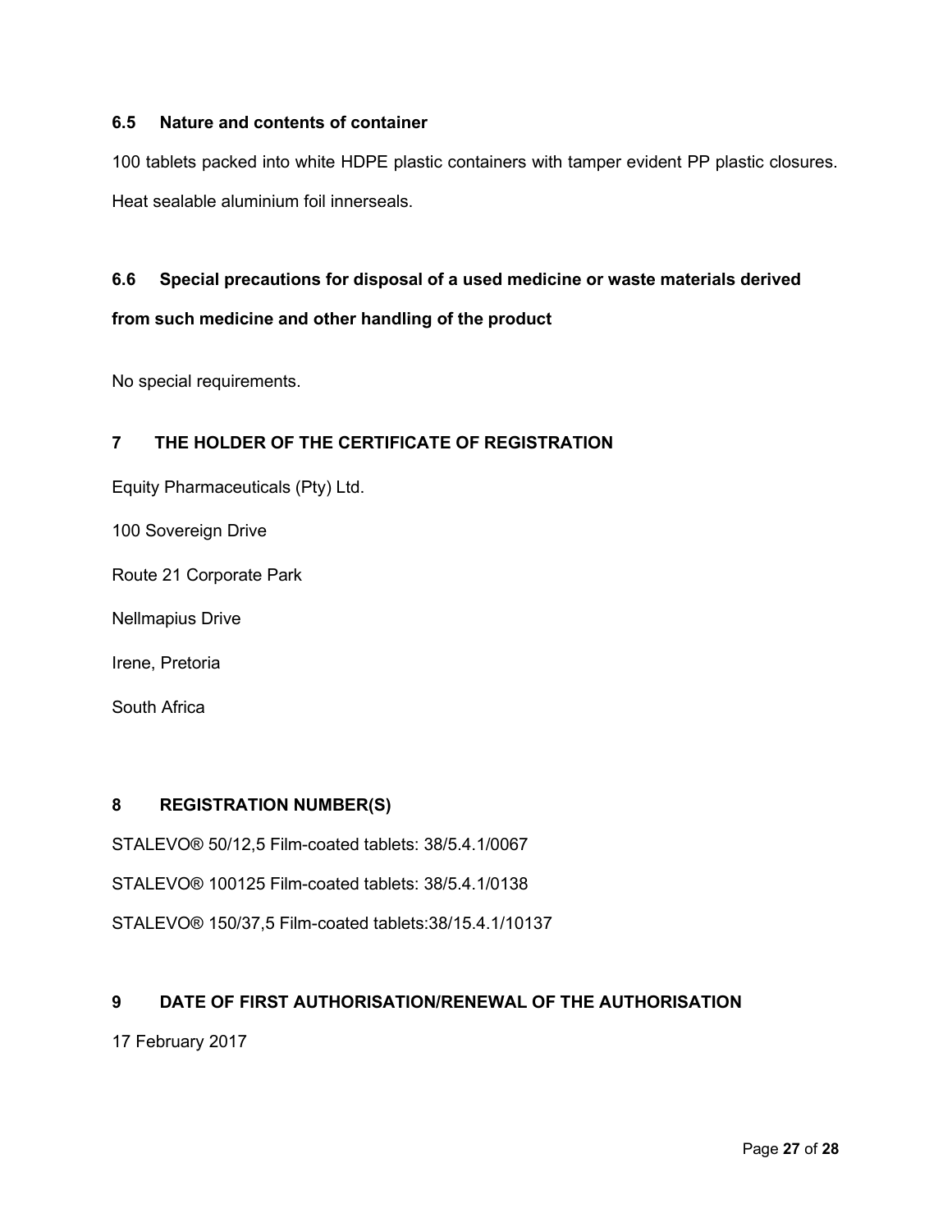### 6.5 Nature and contents of container

100 tablets packed into white HDPE plastic containers with tamper evident PP plastic closures.

Heat sealable aluminium foil innerseals.

### 6.6 Special precautions for disposal of a used medicine or waste materials derived from such medicine and other handling of the product

No special requirements.

## 7 THE HOLDER OF THE CERTIFICATE OF REGISTRATION

Equity Pharmaceuticals (Pty) Ltd.

100 Sovereign Drive

Route 21 Corporate Park

Nellmapius Drive

Irene, Pretoria

South Africa

## 8 REGISTRATION NUMBER(S)

STALEVO® 50/12,5 Film-coated tablets: 38/5.4.1/0067

STALEVO® 100125 Film-coated tablets: 38/5.4.1/0138

STALEVO® 150/37,5 Film-coated tablets:38/15.4.1/10137

## 9 DATE OF FIRST AUTHORISATION/RENEWAL OF THE AUTHORISATION

17 February 2017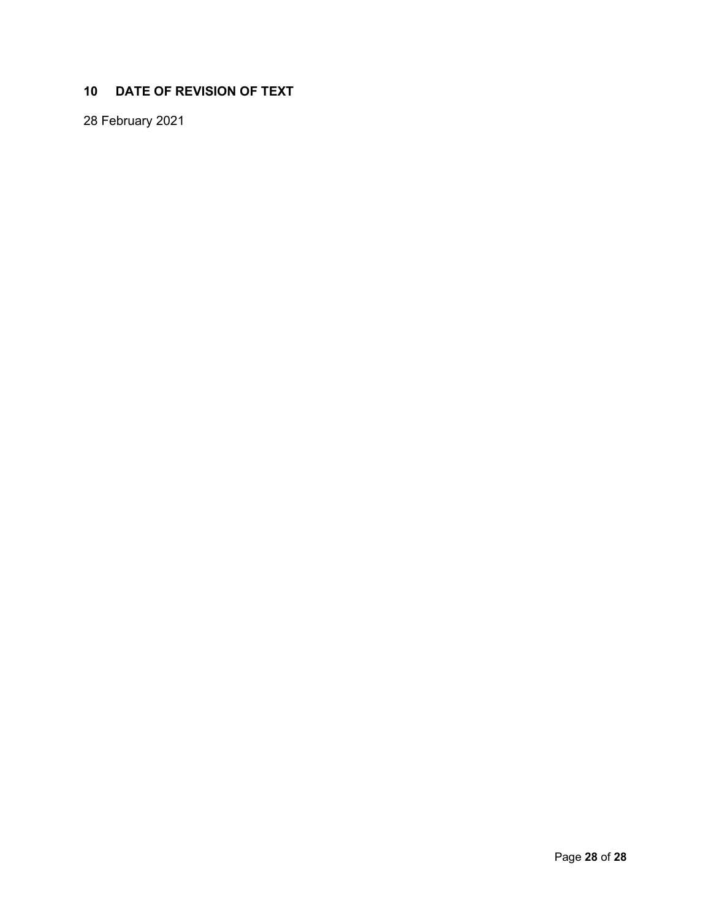## 10 DATE OF REVISION OF TEXT

28 February 2021